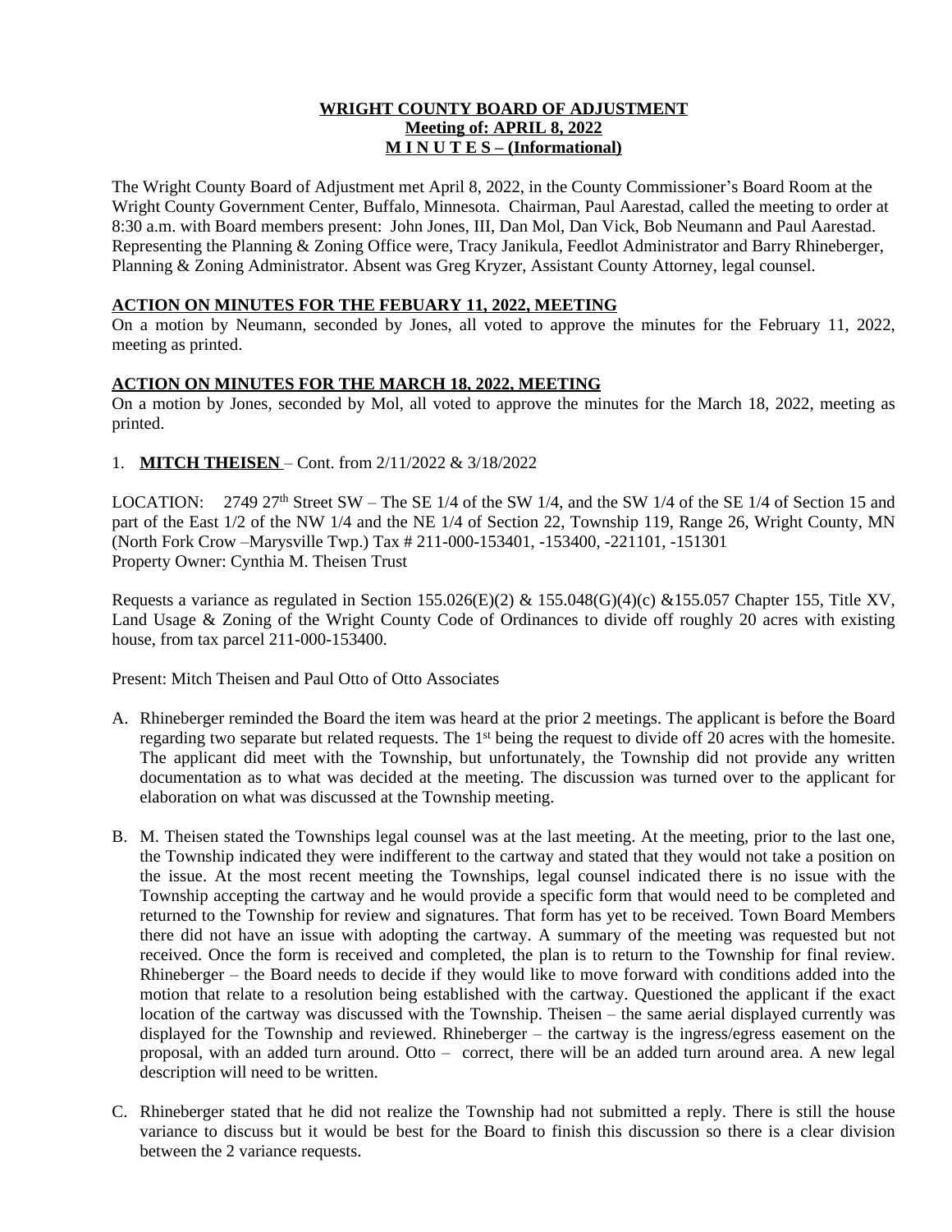**WRIGHT COUNTY BOARD OF ADJUSTMENT**
**Meeting of: APRIL 8, 2022**
**M I N U T E S – (Informational)**

The Wright County Board of Adjustment met April 8, 2022, in the County Commissioner's Board Room at the Wright County Government Center, Buffalo, Minnesota. Chairman, Paul Aarestad, called the meeting to order at 8:30 a.m. with Board members present: John Jones, III, Dan Mol, Dan Vick, Bob Neumann and Paul Aarestad. Representing the Planning & Zoning Office were, Tracy Janikula, Feedlot Administrator and Barry Rhineberger, Planning & Zoning Administrator. Absent was Greg Kryzer, Assistant County Attorney, legal counsel.

**ACTION ON MINUTES FOR THE FEBUARY 11, 2022, MEETING**

On a motion by Neumann, seconded by Jones, all voted to approve the minutes for the February 11, 2022, meeting as printed.

**ACTION ON MINUTES FOR THE MARCH 18, 2022, MEETING**

On a motion by Jones, seconded by Mol, all voted to approve the minutes for the March 18, 2022, meeting as printed.

1. **MITCH THEISEN** – Cont. from 2/11/2022 & 3/18/2022

LOCATION: 2749 27th Street SW – The SE 1/4 of the SW 1/4, and the SW 1/4 of the SE 1/4 of Section 15 and part of the East 1/2 of the NW 1/4 and the NE 1/4 of Section 22, Township 119, Range 26, Wright County, MN (North Fork Crow –Marysville Twp.) Tax # 211-000-153401, -153400, -221101, -151301
Property Owner: Cynthia M. Theisen Trust

Requests a variance as regulated in Section 155.026(E)(2) & 155.048(G)(4)(c) &155.057 Chapter 155, Title XV, Land Usage & Zoning of the Wright County Code of Ordinances to divide off roughly 20 acres with existing house, from tax parcel 211-000-153400.

Present: Mitch Theisen and Paul Otto of Otto Associates

A. Rhineberger reminded the Board the item was heard at the prior 2 meetings. The applicant is before the Board regarding two separate but related requests. The 1st being the request to divide off 20 acres with the homesite. The applicant did meet with the Township, but unfortunately, the Township did not provide any written documentation as to what was decided at the meeting. The discussion was turned over to the applicant for elaboration on what was discussed at the Township meeting.

B. M. Theisen stated the Townships legal counsel was at the last meeting. At the meeting, prior to the last one, the Township indicated they were indifferent to the cartway and stated that they would not take a position on the issue. At the most recent meeting the Townships, legal counsel indicated there is no issue with the Township accepting the cartway and he would provide a specific form that would need to be completed and returned to the Township for review and signatures. That form has yet to be received. Town Board Members there did not have an issue with adopting the cartway. A summary of the meeting was requested but not received. Once the form is received and completed, the plan is to return to the Township for final review. Rhineberger – the Board needs to decide if they would like to move forward with conditions added into the motion that relate to a resolution being established with the cartway. Questioned the applicant if the exact location of the cartway was discussed with the Township. Theisen – the same aerial displayed currently was displayed for the Township and reviewed. Rhineberger – the cartway is the ingress/egress easement on the proposal, with an added turn around. Otto – correct, there will be an added turn around area. A new legal description will need to be written.

C. Rhineberger stated that he did not realize the Township had not submitted a reply. There is still the house variance to discuss but it would be best for the Board to finish this discussion so there is a clear division between the 2 variance requests.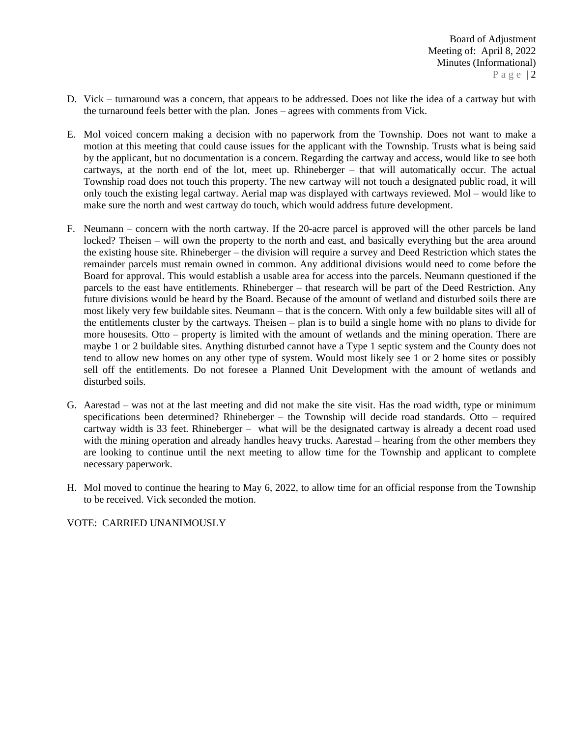D. Vick – turnaround was a concern, that appears to be addressed. Does not like the idea of a cartway but with the turnaround feels better with the plan. Jones – agrees with comments from Vick.

E. Mol voiced concern making a decision with no paperwork from the Township. Does not want to make a motion at this meeting that could cause issues for the applicant with the Township. Trusts what is being said by the applicant, but no documentation is a concern. Regarding the cartway and access, would like to see both cartways, at the north end of the lot, meet up. Rhineberger – that will automatically occur. The actual Township road does not touch this property. The new cartway will not touch a designated public road, it will only touch the existing legal cartway. Aerial map was displayed with cartways reviewed. Mol – would like to make sure the north and west cartway do touch, which would address future development.

F. Neumann – concern with the north cartway. If the 20-acre parcel is approved will the other parcels be land locked? Theisen – will own the property to the north and east, and basically everything but the area around the existing house site. Rhineberger – the division will require a survey and Deed Restriction which states the remainder parcels must remain owned in common. Any additional divisions would need to come before the Board for approval. This would establish a usable area for access into the parcels. Neumann questioned if the parcels to the east have entitlements. Rhineberger – that research will be part of the Deed Restriction. Any future divisions would be heard by the Board. Because of the amount of wetland and disturbed soils there are most likely very few buildable sites. Neumann – that is the concern. With only a few buildable sites will all of the entitlements cluster by the cartways. Theisen – plan is to build a single home with no plans to divide for more housesits. Otto – property is limited with the amount of wetlands and the mining operation. There are maybe 1 or 2 buildable sites. Anything disturbed cannot have a Type 1 septic system and the County does not tend to allow new homes on any other type of system. Would most likely see 1 or 2 home sites or possibly sell off the entitlements. Do not foresee a Planned Unit Development with the amount of wetlands and disturbed soils.

G. Aarestad – was not at the last meeting and did not make the site visit. Has the road width, type or minimum specifications been determined? Rhineberger – the Township will decide road standards. Otto – required cartway width is 33 feet. Rhineberger – what will be the designated cartway is already a decent road used with the mining operation and already handles heavy trucks. Aarestad – hearing from the other members they are looking to continue until the next meeting to allow time for the Township and applicant to complete necessary paperwork.

H. Mol moved to continue the hearing to May 6, 2022, to allow time for an official response from the Township to be received. Vick seconded the motion.

VOTE: CARRIED UNANIMOUSLY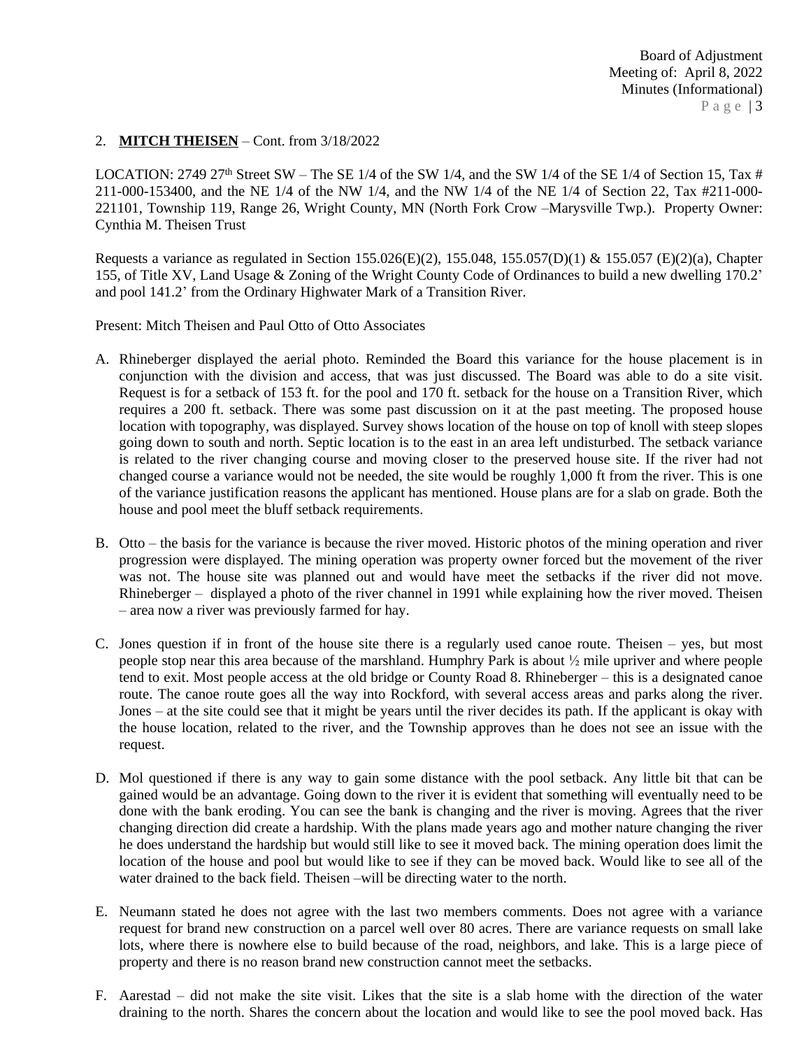2. **MITCH THEISEN** – Cont. from 3/18/2022

LOCATION: 2749 27th Street SW – The SE 1/4 of the SW 1/4, and the SW 1/4 of the SE 1/4 of Section 15, Tax # 211-000-153400, and the NE 1/4 of the NW 1/4, and the NW 1/4 of the NE 1/4 of Section 22, Tax #211-000-221101, Township 119, Range 26, Wright County, MN (North Fork Crow –Marysville Twp.). Property Owner: Cynthia M. Theisen Trust

Requests a variance as regulated in Section 155.026(E)(2), 155.048, 155.057(D)(1) & 155.057 (E)(2)(a), Chapter 155, of Title XV, Land Usage & Zoning of the Wright County Code of Ordinances to build a new dwelling 170.2' and pool 141.2' from the Ordinary Highwater Mark of a Transition River.

Present: Mitch Theisen and Paul Otto of Otto Associates

A. Rhineberger displayed the aerial photo. Reminded the Board this variance for the house placement is in conjunction with the division and access, that was just discussed. The Board was able to do a site visit. Request is for a setback of 153 ft. for the pool and 170 ft. setback for the house on a Transition River, which requires a 200 ft. setback. There was some past discussion on it at the past meeting. The proposed house location with topography, was displayed. Survey shows location of the house on top of knoll with steep slopes going down to south and north. Septic location is to the east in an area left undisturbed. The setback variance is related to the river changing course and moving closer to the preserved house site. If the river had not changed course a variance would not be needed, the site would be roughly 1,000 ft from the river. This is one of the variance justification reasons the applicant has mentioned. House plans are for a slab on grade. Both the house and pool meet the bluff setback requirements.

B. Otto – the basis for the variance is because the river moved. Historic photos of the mining operation and river progression were displayed. The mining operation was property owner forced but the movement of the river was not. The house site was planned out and would have meet the setbacks if the river did not move. Rhineberger – displayed a photo of the river channel in 1991 while explaining how the river moved. Theisen – area now a river was previously farmed for hay.

C. Jones question if in front of the house site there is a regularly used canoe route. Theisen – yes, but most people stop near this area because of the marshland. Humphry Park is about ½ mile upriver and where people tend to exit. Most people access at the old bridge or County Road 8. Rhineberger – this is a designated canoe route. The canoe route goes all the way into Rockford, with several access areas and parks along the river. Jones – at the site could see that it might be years until the river decides its path. If the applicant is okay with the house location, related to the river, and the Township approves than he does not see an issue with the request.

D. Mol questioned if there is any way to gain some distance with the pool setback. Any little bit that can be gained would be an advantage. Going down to the river it is evident that something will eventually need to be done with the bank eroding. You can see the bank is changing and the river is moving. Agrees that the river changing direction did create a hardship. With the plans made years ago and mother nature changing the river he does understand the hardship but would still like to see it moved back. The mining operation does limit the location of the house and pool but would like to see if they can be moved back. Would like to see all of the water drained to the back field. Theisen –will be directing water to the north.

E. Neumann stated he does not agree with the last two members comments. Does not agree with a variance request for brand new construction on a parcel well over 80 acres. There are variance requests on small lake lots, where there is nowhere else to build because of the road, neighbors, and lake. This is a large piece of property and there is no reason brand new construction cannot meet the setbacks.

F. Aarestad – did not make the site visit. Likes that the site is a slab home with the direction of the water draining to the north. Shares the concern about the location and would like to see the pool moved back. Has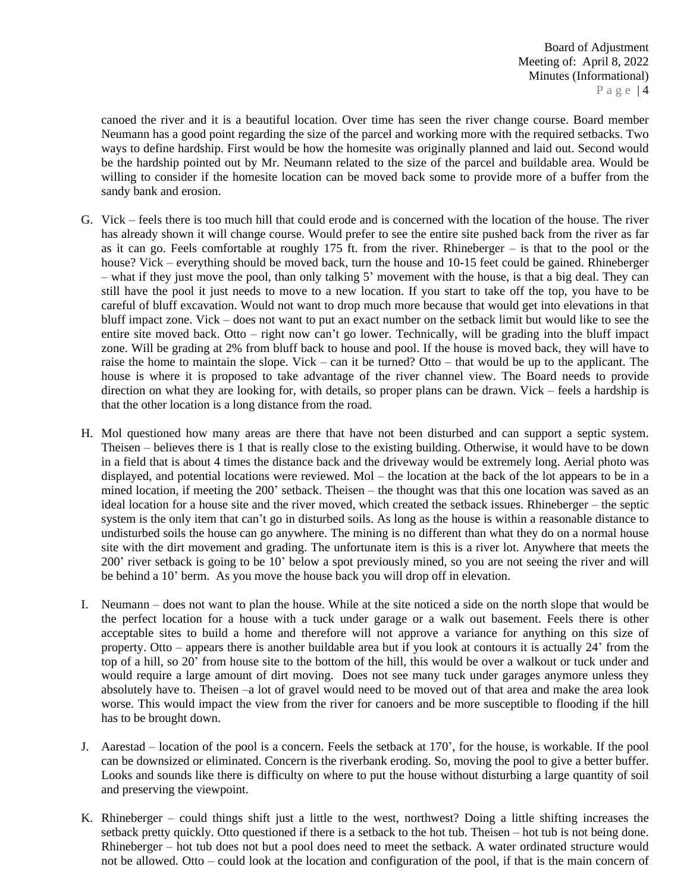canoed the river and it is a beautiful location. Over time has seen the river change course. Board member Neumann has a good point regarding the size of the parcel and working more with the required setbacks. Two ways to define hardship. First would be how the homesite was originally planned and laid out. Second would be the hardship pointed out by Mr. Neumann related to the size of the parcel and buildable area. Would be willing to consider if the homesite location can be moved back some to provide more of a buffer from the sandy bank and erosion.

G. Vick – feels there is too much hill that could erode and is concerned with the location of the house. The river has already shown it will change course. Would prefer to see the entire site pushed back from the river as far as it can go. Feels comfortable at roughly 175 ft. from the river. Rhineberger – is that to the pool or the house? Vick – everything should be moved back, turn the house and 10-15 feet could be gained. Rhineberger – what if they just move the pool, than only talking 5' movement with the house, is that a big deal. They can still have the pool it just needs to move to a new location. If you start to take off the top, you have to be careful of bluff excavation. Would not want to drop much more because that would get into elevations in that bluff impact zone. Vick – does not want to put an exact number on the setback limit but would like to see the entire site moved back. Otto – right now can't go lower. Technically, will be grading into the bluff impact zone. Will be grading at 2% from bluff back to house and pool. If the house is moved back, they will have to raise the home to maintain the slope. Vick – can it be turned? Otto – that would be up to the applicant. The house is where it is proposed to take advantage of the river channel view. The Board needs to provide direction on what they are looking for, with details, so proper plans can be drawn. Vick – feels a hardship is that the other location is a long distance from the road.

H. Mol questioned how many areas are there that have not been disturbed and can support a septic system. Theisen – believes there is 1 that is really close to the existing building. Otherwise, it would have to be down in a field that is about 4 times the distance back and the driveway would be extremely long. Aerial photo was displayed, and potential locations were reviewed. Mol – the location at the back of the lot appears to be in a mined location, if meeting the 200' setback. Theisen – the thought was that this one location was saved as an ideal location for a house site and the river moved, which created the setback issues. Rhineberger – the septic system is the only item that can't go in disturbed soils. As long as the house is within a reasonable distance to undisturbed soils the house can go anywhere. The mining is no different than what they do on a normal house site with the dirt movement and grading. The unfortunate item is this is a river lot. Anywhere that meets the 200' river setback is going to be 10' below a spot previously mined, so you are not seeing the river and will be behind a 10' berm. As you move the house back you will drop off in elevation.

I. Neumann – does not want to plan the house. While at the site noticed a side on the north slope that would be the perfect location for a house with a tuck under garage or a walk out basement. Feels there is other acceptable sites to build a home and therefore will not approve a variance for anything on this size of property. Otto – appears there is another buildable area but if you look at contours it is actually 24' from the top of a hill, so 20' from house site to the bottom of the hill, this would be over a walkout or tuck under and would require a large amount of dirt moving. Does not see many tuck under garages anymore unless they absolutely have to. Theisen –a lot of gravel would need to be moved out of that area and make the area look worse. This would impact the view from the river for canoers and be more susceptible to flooding if the hill has to be brought down.

J. Aarestad – location of the pool is a concern. Feels the setback at 170', for the house, is workable. If the pool can be downsized or eliminated. Concern is the riverbank eroding. So, moving the pool to give a better buffer. Looks and sounds like there is difficulty on where to put the house without disturbing a large quantity of soil and preserving the viewpoint.

K. Rhineberger – could things shift just a little to the west, northwest? Doing a little shifting increases the setback pretty quickly. Otto questioned if there is a setback to the hot tub. Theisen – hot tub is not being done. Rhineberger – hot tub does not but a pool does need to meet the setback. A water ordinated structure would not be allowed. Otto – could look at the location and configuration of the pool, if that is the main concern of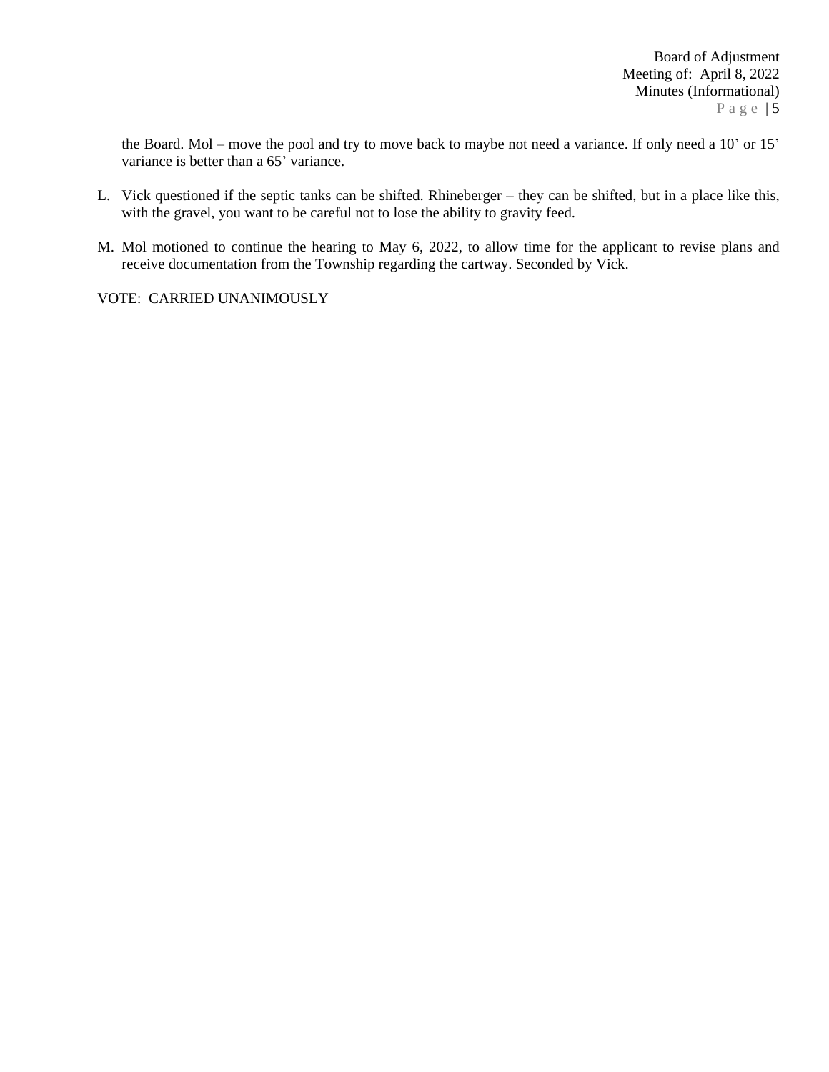the Board. Mol – move the pool and try to move back to maybe not need a variance. If only need a 10' or 15' variance is better than a 65' variance.

L. Vick questioned if the septic tanks can be shifted. Rhineberger – they can be shifted, but in a place like this, with the gravel, you want to be careful not to lose the ability to gravity feed.

M. Mol motioned to continue the hearing to May 6, 2022, to allow time for the applicant to revise plans and receive documentation from the Township regarding the cartway. Seconded by Vick.

VOTE: CARRIED UNANIMOUSLY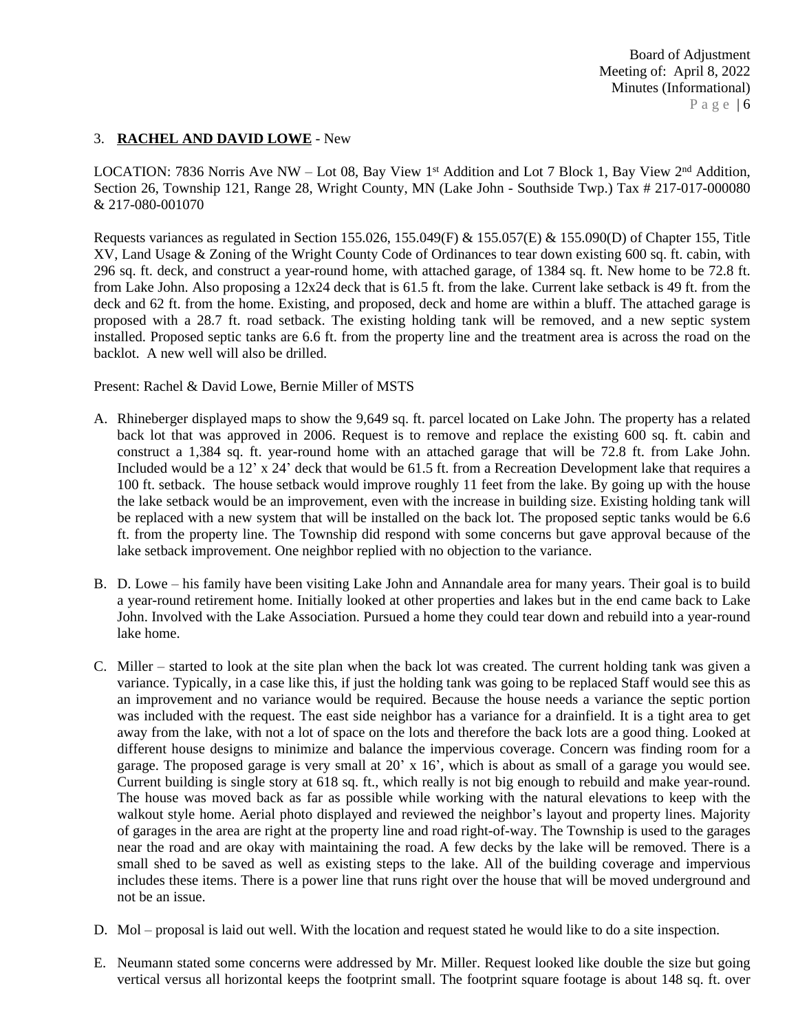3. **RACHEL AND DAVID LOWE** - New

LOCATION: 7836 Norris Ave NW – Lot 08, Bay View 1st Addition and Lot 7 Block 1, Bay View 2nd Addition, Section 26, Township 121, Range 28, Wright County, MN (Lake John - Southside Twp.) Tax # 217-017-000080 & 217-080-001070

Requests variances as regulated in Section 155.026, 155.049(F) & 155.057(E) & 155.090(D) of Chapter 155, Title XV, Land Usage & Zoning of the Wright County Code of Ordinances to tear down existing 600 sq. ft. cabin, with 296 sq. ft. deck, and construct a year-round home, with attached garage, of 1384 sq. ft. New home to be 72.8 ft. from Lake John. Also proposing a 12x24 deck that is 61.5 ft. from the lake. Current lake setback is 49 ft. from the deck and 62 ft. from the home. Existing, and proposed, deck and home are within a bluff. The attached garage is proposed with a 28.7 ft. road setback. The existing holding tank will be removed, and a new septic system installed. Proposed septic tanks are 6.6 ft. from the property line and the treatment area is across the road on the backlot. A new well will also be drilled.

Present: Rachel & David Lowe, Bernie Miller of MSTS

A. Rhineberger displayed maps to show the 9,649 sq. ft. parcel located on Lake John. The property has a related back lot that was approved in 2006. Request is to remove and replace the existing 600 sq. ft. cabin and construct a 1,384 sq. ft. year-round home with an attached garage that will be 72.8 ft. from Lake John. Included would be a 12' x 24' deck that would be 61.5 ft. from a Recreation Development lake that requires a 100 ft. setback. The house setback would improve roughly 11 feet from the lake. By going up with the house the lake setback would be an improvement, even with the increase in building size. Existing holding tank will be replaced with a new system that will be installed on the back lot. The proposed septic tanks would be 6.6 ft. from the property line. The Township did respond with some concerns but gave approval because of the lake setback improvement. One neighbor replied with no objection to the variance.

B. D. Lowe – his family have been visiting Lake John and Annandale area for many years. Their goal is to build a year-round retirement home. Initially looked at other properties and lakes but in the end came back to Lake John. Involved with the Lake Association. Pursued a home they could tear down and rebuild into a year-round lake home.

C. Miller – started to look at the site plan when the back lot was created. The current holding tank was given a variance. Typically, in a case like this, if just the holding tank was going to be replaced Staff would see this as an improvement and no variance would be required. Because the house needs a variance the septic portion was included with the request. The east side neighbor has a variance for a drainfield. It is a tight area to get away from the lake, with not a lot of space on the lots and therefore the back lots are a good thing. Looked at different house designs to minimize and balance the impervious coverage. Concern was finding room for a garage. The proposed garage is very small at 20' x 16', which is about as small of a garage you would see. Current building is single story at 618 sq. ft., which really is not big enough to rebuild and make year-round. The house was moved back as far as possible while working with the natural elevations to keep with the walkout style home. Aerial photo displayed and reviewed the neighbor's layout and property lines. Majority of garages in the area are right at the property line and road right-of-way. The Township is used to the garages near the road and are okay with maintaining the road. A few decks by the lake will be removed. There is a small shed to be saved as well as existing steps to the lake. All of the building coverage and impervious includes these items. There is a power line that runs right over the house that will be moved underground and not be an issue.

D. Mol – proposal is laid out well. With the location and request stated he would like to do a site inspection.

E. Neumann stated some concerns were addressed by Mr. Miller. Request looked like double the size but going vertical versus all horizontal keeps the footprint small. The footprint square footage is about 148 sq. ft. over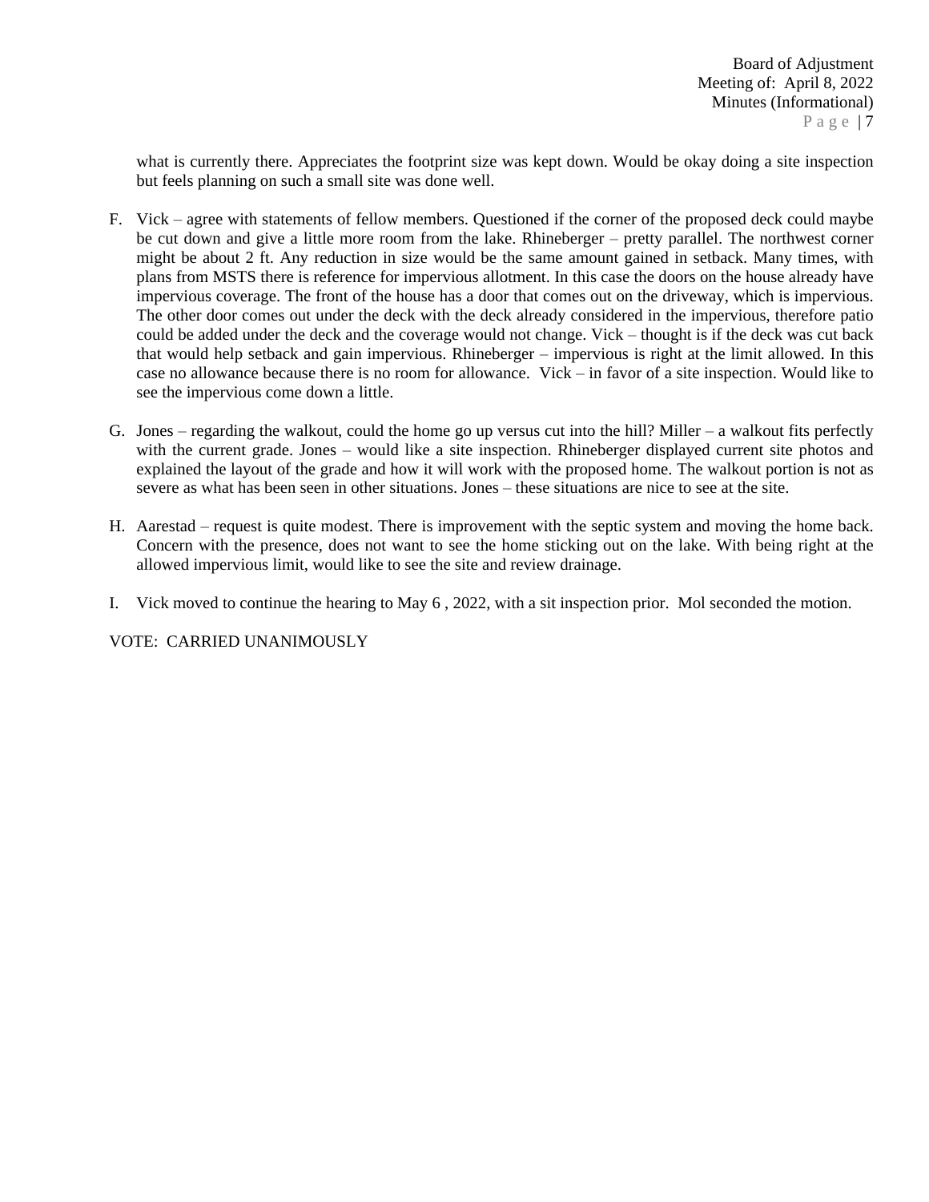what is currently there. Appreciates the footprint size was kept down. Would be okay doing a site inspection but feels planning on such a small site was done well.

F. Vick – agree with statements of fellow members. Questioned if the corner of the proposed deck could maybe be cut down and give a little more room from the lake. Rhineberger – pretty parallel. The northwest corner might be about 2 ft. Any reduction in size would be the same amount gained in setback. Many times, with plans from MSTS there is reference for impervious allotment. In this case the doors on the house already have impervious coverage. The front of the house has a door that comes out on the driveway, which is impervious. The other door comes out under the deck with the deck already considered in the impervious, therefore patio could be added under the deck and the coverage would not change. Vick – thought is if the deck was cut back that would help setback and gain impervious. Rhineberger – impervious is right at the limit allowed. In this case no allowance because there is no room for allowance. Vick – in favor of a site inspection. Would like to see the impervious come down a little.

G. Jones – regarding the walkout, could the home go up versus cut into the hill? Miller – a walkout fits perfectly with the current grade. Jones – would like a site inspection. Rhineberger displayed current site photos and explained the layout of the grade and how it will work with the proposed home. The walkout portion is not as severe as what has been seen in other situations. Jones – these situations are nice to see at the site.

H. Aarestad – request is quite modest. There is improvement with the septic system and moving the home back. Concern with the presence, does not want to see the home sticking out on the lake. With being right at the allowed impervious limit, would like to see the site and review drainage.

I. Vick moved to continue the hearing to May 6 , 2022, with a sit inspection prior. Mol seconded the motion.

VOTE: CARRIED UNANIMOUSLY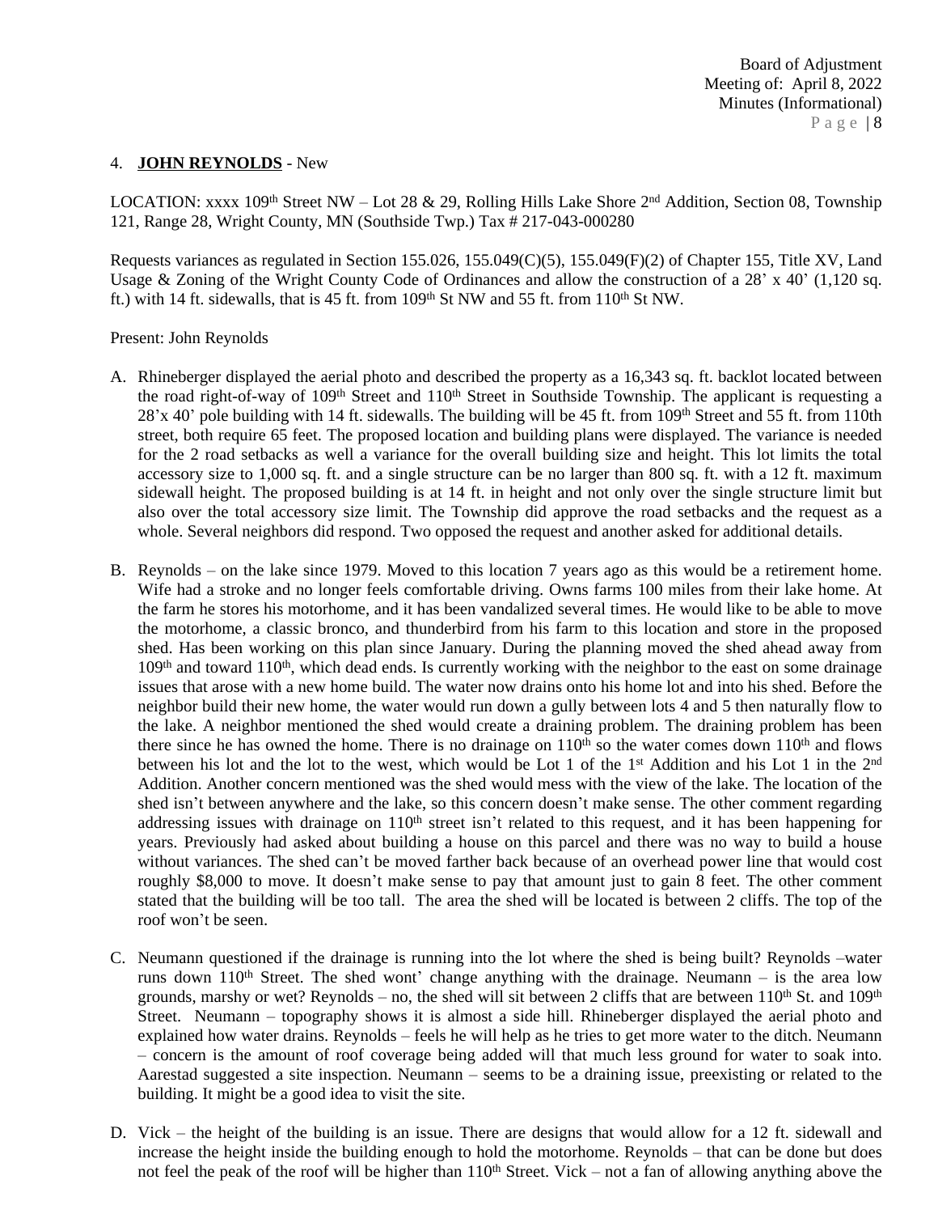4. **JOHN REYNOLDS** - New

LOCATION: xxxx 109th Street NW – Lot 28 & 29, Rolling Hills Lake Shore 2nd Addition, Section 08, Township 121, Range 28, Wright County, MN (Southside Twp.) Tax # 217-043-000280

Requests variances as regulated in Section 155.026, 155.049(C)(5), 155.049(F)(2) of Chapter 155, Title XV, Land Usage & Zoning of the Wright County Code of Ordinances and allow the construction of a 28' x 40' (1,120 sq. ft.) with 14 ft. sidewalls, that is 45 ft. from 109th St NW and 55 ft. from 110th St NW.

Present: John Reynolds

A. Rhineberger displayed the aerial photo and described the property as a 16,343 sq. ft. backlot located between the road right-of-way of 109th Street and 110th Street in Southside Township. The applicant is requesting a 28'x 40' pole building with 14 ft. sidewalls. The building will be 45 ft. from 109th Street and 55 ft. from 110th street, both require 65 feet. The proposed location and building plans were displayed. The variance is needed for the 2 road setbacks as well a variance for the overall building size and height. This lot limits the total accessory size to 1,000 sq. ft. and a single structure can be no larger than 800 sq. ft. with a 12 ft. maximum sidewall height. The proposed building is at 14 ft. in height and not only over the single structure limit but also over the total accessory size limit. The Township did approve the road setbacks and the request as a whole. Several neighbors did respond. Two opposed the request and another asked for additional details.

B. Reynolds – on the lake since 1979. Moved to this location 7 years ago as this would be a retirement home. Wife had a stroke and no longer feels comfortable driving. Owns farms 100 miles from their lake home. At the farm he stores his motorhome, and it has been vandalized several times. He would like to be able to move the motorhome, a classic bronco, and thunderbird from his farm to this location and store in the proposed shed. Has been working on this plan since January. During the planning moved the shed ahead away from 109th and toward 110th, which dead ends. Is currently working with the neighbor to the east on some drainage issues that arose with a new home build. The water now drains onto his home lot and into his shed. Before the neighbor build their new home, the water would run down a gully between lots 4 and 5 then naturally flow to the lake. A neighbor mentioned the shed would create a draining problem. The draining problem has been there since he has owned the home. There is no drainage on 110th so the water comes down 110th and flows between his lot and the lot to the west, which would be Lot 1 of the 1st Addition and his Lot 1 in the 2nd Addition. Another concern mentioned was the shed would mess with the view of the lake. The location of the shed isn't between anywhere and the lake, so this concern doesn't make sense. The other comment regarding addressing issues with drainage on 110th street isn't related to this request, and it has been happening for years. Previously had asked about building a house on this parcel and there was no way to build a house without variances. The shed can't be moved farther back because of an overhead power line that would cost roughly $8,000 to move. It doesn't make sense to pay that amount just to gain 8 feet. The other comment stated that the building will be too tall. The area the shed will be located is between 2 cliffs. The top of the roof won't be seen.

C. Neumann questioned if the drainage is running into the lot where the shed is being built? Reynolds –water runs down 110th Street. The shed wont' change anything with the drainage. Neumann – is the area low grounds, marshy or wet? Reynolds – no, the shed will sit between 2 cliffs that are between 110th St. and 109th Street. Neumann – topography shows it is almost a side hill. Rhineberger displayed the aerial photo and explained how water drains. Reynolds – feels he will help as he tries to get more water to the ditch. Neumann – concern is the amount of roof coverage being added will that much less ground for water to soak into. Aarestad suggested a site inspection. Neumann – seems to be a draining issue, preexisting or related to the building. It might be a good idea to visit the site.

D. Vick – the height of the building is an issue. There are designs that would allow for a 12 ft. sidewall and increase the height inside the building enough to hold the motorhome. Reynolds – that can be done but does not feel the peak of the roof will be higher than 110th Street. Vick – not a fan of allowing anything above the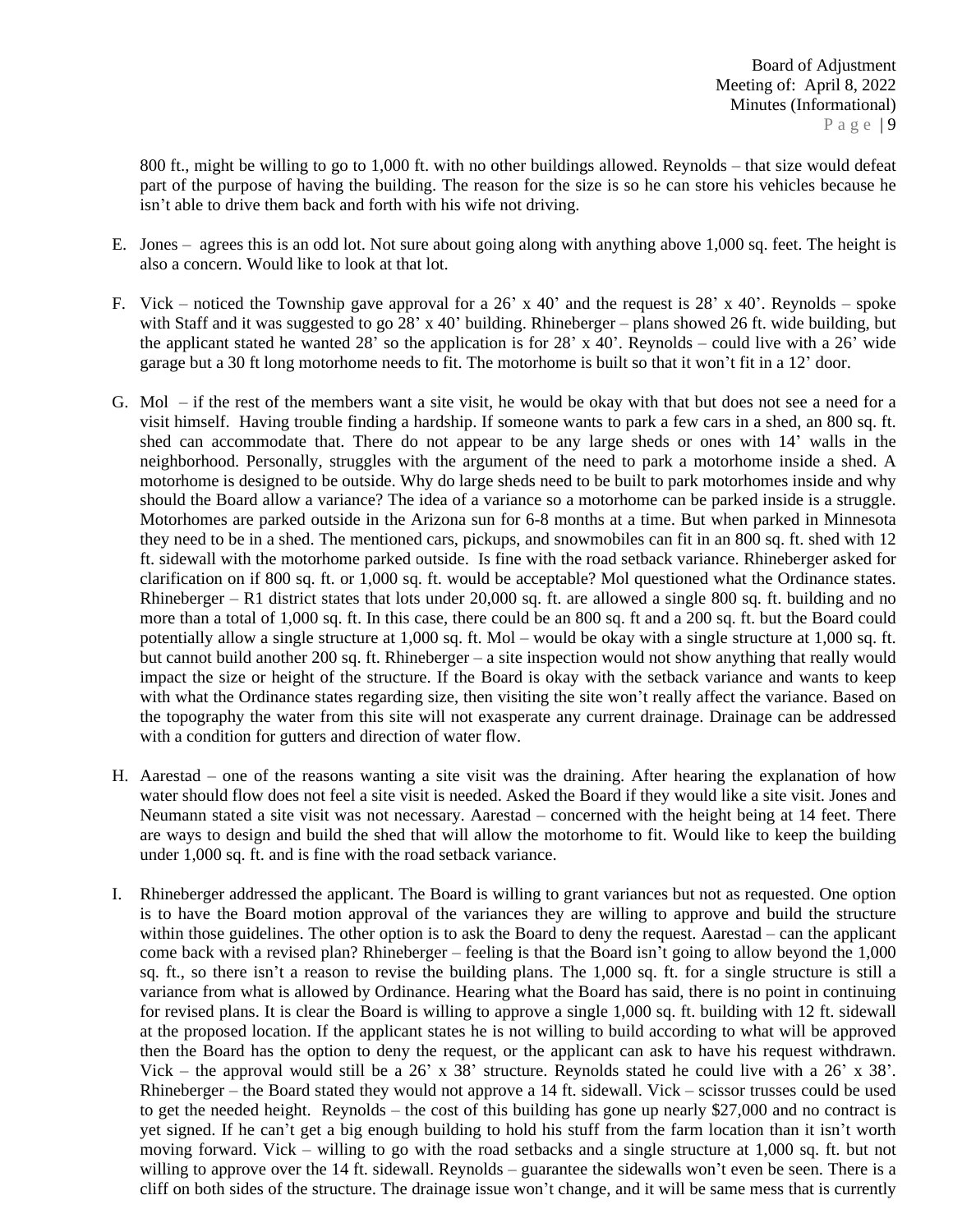800 ft., might be willing to go to 1,000 ft. with no other buildings allowed. Reynolds – that size would defeat part of the purpose of having the building. The reason for the size is so he can store his vehicles because he isn't able to drive them back and forth with his wife not driving.

E. Jones – agrees this is an odd lot. Not sure about going along with anything above 1,000 sq. feet. The height is also a concern. Would like to look at that lot.

F. Vick – noticed the Township gave approval for a 26' x 40' and the request is 28' x 40'. Reynolds – spoke with Staff and it was suggested to go 28' x 40' building. Rhineberger – plans showed 26 ft. wide building, but the applicant stated he wanted 28' so the application is for 28' x 40'. Reynolds – could live with a 26' wide garage but a 30 ft long motorhome needs to fit. The motorhome is built so that it won't fit in a 12' door.

G. Mol – if the rest of the members want a site visit, he would be okay with that but does not see a need for a visit himself. Having trouble finding a hardship. If someone wants to park a few cars in a shed, an 800 sq. ft. shed can accommodate that. There do not appear to be any large sheds or ones with 14' walls in the neighborhood. Personally, struggles with the argument of the need to park a motorhome inside a shed. A motorhome is designed to be outside. Why do large sheds need to be built to park motorhomes inside and why should the Board allow a variance? The idea of a variance so a motorhome can be parked inside is a struggle. Motorhomes are parked outside in the Arizona sun for 6-8 months at a time. But when parked in Minnesota they need to be in a shed. The mentioned cars, pickups, and snowmobiles can fit in an 800 sq. ft. shed with 12 ft. sidewall with the motorhome parked outside. Is fine with the road setback variance. Rhineberger asked for clarification on if 800 sq. ft. or 1,000 sq. ft. would be acceptable? Mol questioned what the Ordinance states. Rhineberger – R1 district states that lots under 20,000 sq. ft. are allowed a single 800 sq. ft. building and no more than a total of 1,000 sq. ft. In this case, there could be an 800 sq. ft and a 200 sq. ft. but the Board could potentially allow a single structure at 1,000 sq. ft. Mol – would be okay with a single structure at 1,000 sq. ft. but cannot build another 200 sq. ft. Rhineberger – a site inspection would not show anything that really would impact the size or height of the structure. If the Board is okay with the setback variance and wants to keep with what the Ordinance states regarding size, then visiting the site won't really affect the variance. Based on the topography the water from this site will not exasperate any current drainage. Drainage can be addressed with a condition for gutters and direction of water flow.

H. Aarestad – one of the reasons wanting a site visit was the draining. After hearing the explanation of how water should flow does not feel a site visit is needed. Asked the Board if they would like a site visit. Jones and Neumann stated a site visit was not necessary. Aarestad – concerned with the height being at 14 feet. There are ways to design and build the shed that will allow the motorhome to fit. Would like to keep the building under 1,000 sq. ft. and is fine with the road setback variance.

I. Rhineberger addressed the applicant. The Board is willing to grant variances but not as requested. One option is to have the Board motion approval of the variances they are willing to approve and build the structure within those guidelines. The other option is to ask the Board to deny the request. Aarestad – can the applicant come back with a revised plan? Rhineberger – feeling is that the Board isn't going to allow beyond the 1,000 sq. ft., so there isn't a reason to revise the building plans. The 1,000 sq. ft. for a single structure is still a variance from what is allowed by Ordinance. Hearing what the Board has said, there is no point in continuing for revised plans. It is clear the Board is willing to approve a single 1,000 sq. ft. building with 12 ft. sidewall at the proposed location. If the applicant states he is not willing to build according to what will be approved then the Board has the option to deny the request, or the applicant can ask to have his request withdrawn. Vick – the approval would still be a 26' x 38' structure. Reynolds stated he could live with a 26' x 38'. Rhineberger – the Board stated they would not approve a 14 ft. sidewall. Vick – scissor trusses could be used to get the needed height. Reynolds – the cost of this building has gone up nearly $27,000 and no contract is yet signed. If he can't get a big enough building to hold his stuff from the farm location than it isn't worth moving forward. Vick – willing to go with the road setbacks and a single structure at 1,000 sq. ft. but not willing to approve over the 14 ft. sidewall. Reynolds – guarantee the sidewalls won't even be seen. There is a cliff on both sides of the structure. The drainage issue won't change, and it will be same mess that is currently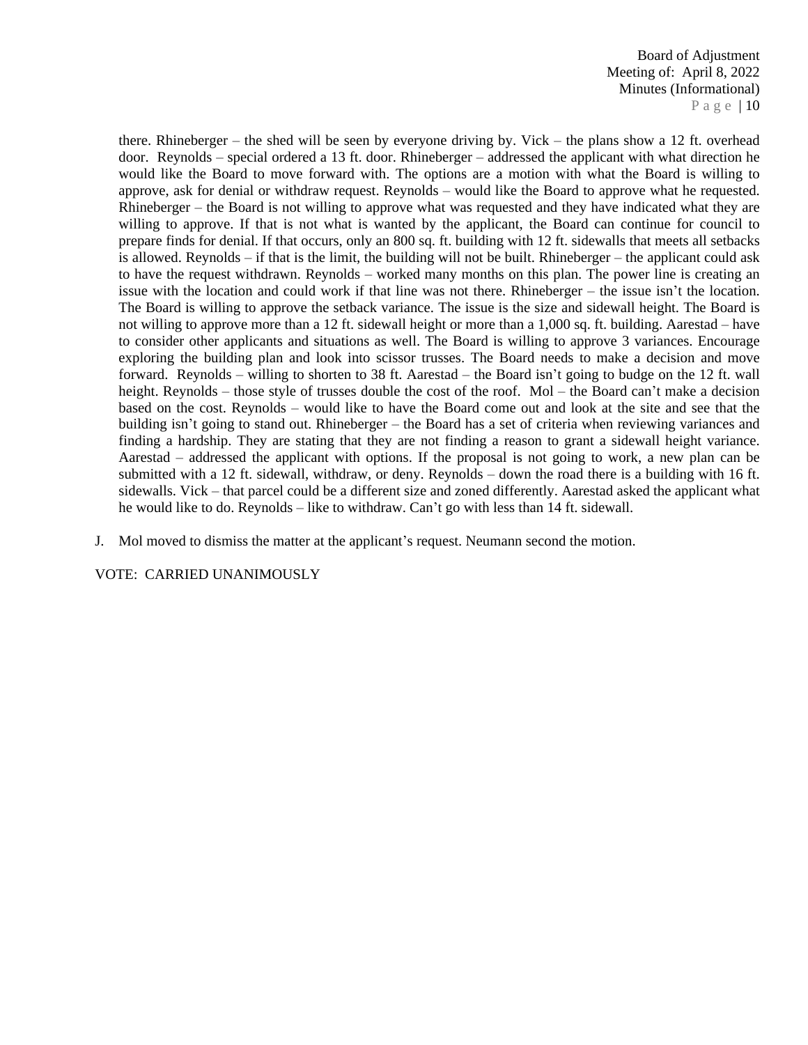there. Rhineberger – the shed will be seen by everyone driving by. Vick – the plans show a 12 ft. overhead door. Reynolds – special ordered a 13 ft. door. Rhineberger – addressed the applicant with what direction he would like the Board to move forward with. The options are a motion with what the Board is willing to approve, ask for denial or withdraw request. Reynolds – would like the Board to approve what he requested. Rhineberger – the Board is not willing to approve what was requested and they have indicated what they are willing to approve. If that is not what is wanted by the applicant, the Board can continue for council to prepare finds for denial. If that occurs, only an 800 sq. ft. building with 12 ft. sidewalls that meets all setbacks is allowed. Reynolds – if that is the limit, the building will not be built. Rhineberger – the applicant could ask to have the request withdrawn. Reynolds – worked many months on this plan. The power line is creating an issue with the location and could work if that line was not there. Rhineberger – the issue isn't the location. The Board is willing to approve the setback variance. The issue is the size and sidewall height. The Board is not willing to approve more than a 12 ft. sidewall height or more than a 1,000 sq. ft. building. Aarestad – have to consider other applicants and situations as well. The Board is willing to approve 3 variances. Encourage exploring the building plan and look into scissor trusses. The Board needs to make a decision and move forward. Reynolds – willing to shorten to 38 ft. Aarestad – the Board isn't going to budge on the 12 ft. wall height. Reynolds – those style of trusses double the cost of the roof. Mol – the Board can't make a decision based on the cost. Reynolds – would like to have the Board come out and look at the site and see that the building isn't going to stand out. Rhineberger – the Board has a set of criteria when reviewing variances and finding a hardship. They are stating that they are not finding a reason to grant a sidewall height variance. Aarestad – addressed the applicant with options. If the proposal is not going to work, a new plan can be submitted with a 12 ft. sidewall, withdraw, or deny. Reynolds – down the road there is a building with 16 ft. sidewalls. Vick – that parcel could be a different size and zoned differently. Aarestad asked the applicant what he would like to do. Reynolds – like to withdraw. Can't go with less than 14 ft. sidewall.

J. Mol moved to dismiss the matter at the applicant's request. Neumann second the motion.

VOTE: CARRIED UNANIMOUSLY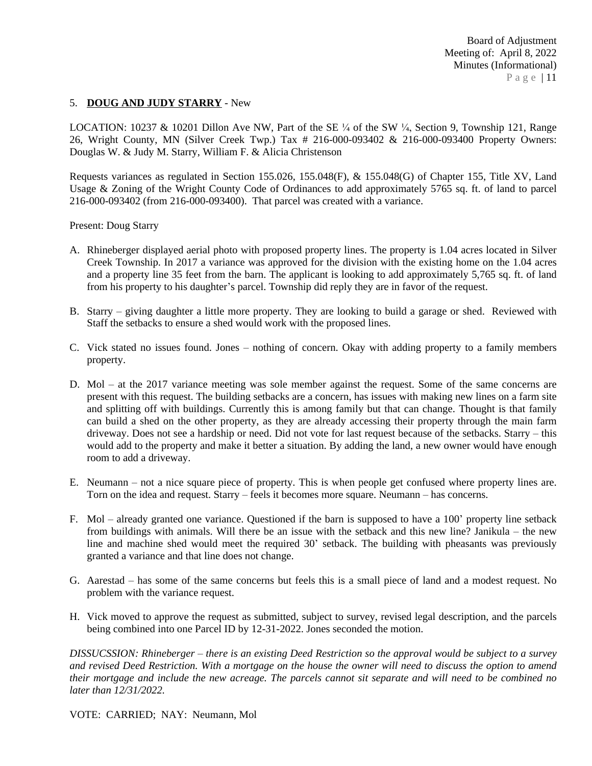5. **DOUG AND JUDY STARRY** - New

LOCATION: 10237 & 10201 Dillon Ave NW, Part of the SE ¼ of the SW ¼, Section 9, Township 121, Range 26, Wright County, MN (Silver Creek Twp.) Tax # 216-000-093402 & 216-000-093400 Property Owners: Douglas W. & Judy M. Starry, William F. & Alicia Christenson

Requests variances as regulated in Section 155.026, 155.048(F), & 155.048(G) of Chapter 155, Title XV, Land Usage & Zoning of the Wright County Code of Ordinances to add approximately 5765 sq. ft. of land to parcel 216-000-093402 (from 216-000-093400). That parcel was created with a variance.

Present: Doug Starry

A. Rhineberger displayed aerial photo with proposed property lines. The property is 1.04 acres located in Silver Creek Township. In 2017 a variance was approved for the division with the existing home on the 1.04 acres and a property line 35 feet from the barn. The applicant is looking to add approximately 5,765 sq. ft. of land from his property to his daughter's parcel. Township did reply they are in favor of the request.

B. Starry – giving daughter a little more property. They are looking to build a garage or shed. Reviewed with Staff the setbacks to ensure a shed would work with the proposed lines.

C. Vick stated no issues found. Jones – nothing of concern. Okay with adding property to a family members property.

D. Mol – at the 2017 variance meeting was sole member against the request. Some of the same concerns are present with this request. The building setbacks are a concern, has issues with making new lines on a farm site and splitting off with buildings. Currently this is among family but that can change. Thought is that family can build a shed on the other property, as they are already accessing their property through the main farm driveway. Does not see a hardship or need. Did not vote for last request because of the setbacks. Starry – this would add to the property and make it better a situation. By adding the land, a new owner would have enough room to add a driveway.

E. Neumann – not a nice square piece of property. This is when people get confused where property lines are. Torn on the idea and request. Starry – feels it becomes more square. Neumann – has concerns.

F. Mol – already granted one variance. Questioned if the barn is supposed to have a 100' property line setback from buildings with animals. Will there be an issue with the setback and this new line? Janikula – the new line and machine shed would meet the required 30' setback. The building with pheasants was previously granted a variance and that line does not change.

G. Aarestad – has some of the same concerns but feels this is a small piece of land and a modest request. No problem with the variance request.

H. Vick moved to approve the request as submitted, subject to survey, revised legal description, and the parcels being combined into one Parcel ID by 12-31-2022. Jones seconded the motion.

*DISSUCSSION: Rhineberger – there is an existing Deed Restriction so the approval would be subject to a survey and revised Deed Restriction. With a mortgage on the house the owner will need to discuss the option to amend their mortgage and include the new acreage. The parcels cannot sit separate and will need to be combined no later than 12/31/2022.*

VOTE: CARRIED; NAY: Neumann, Mol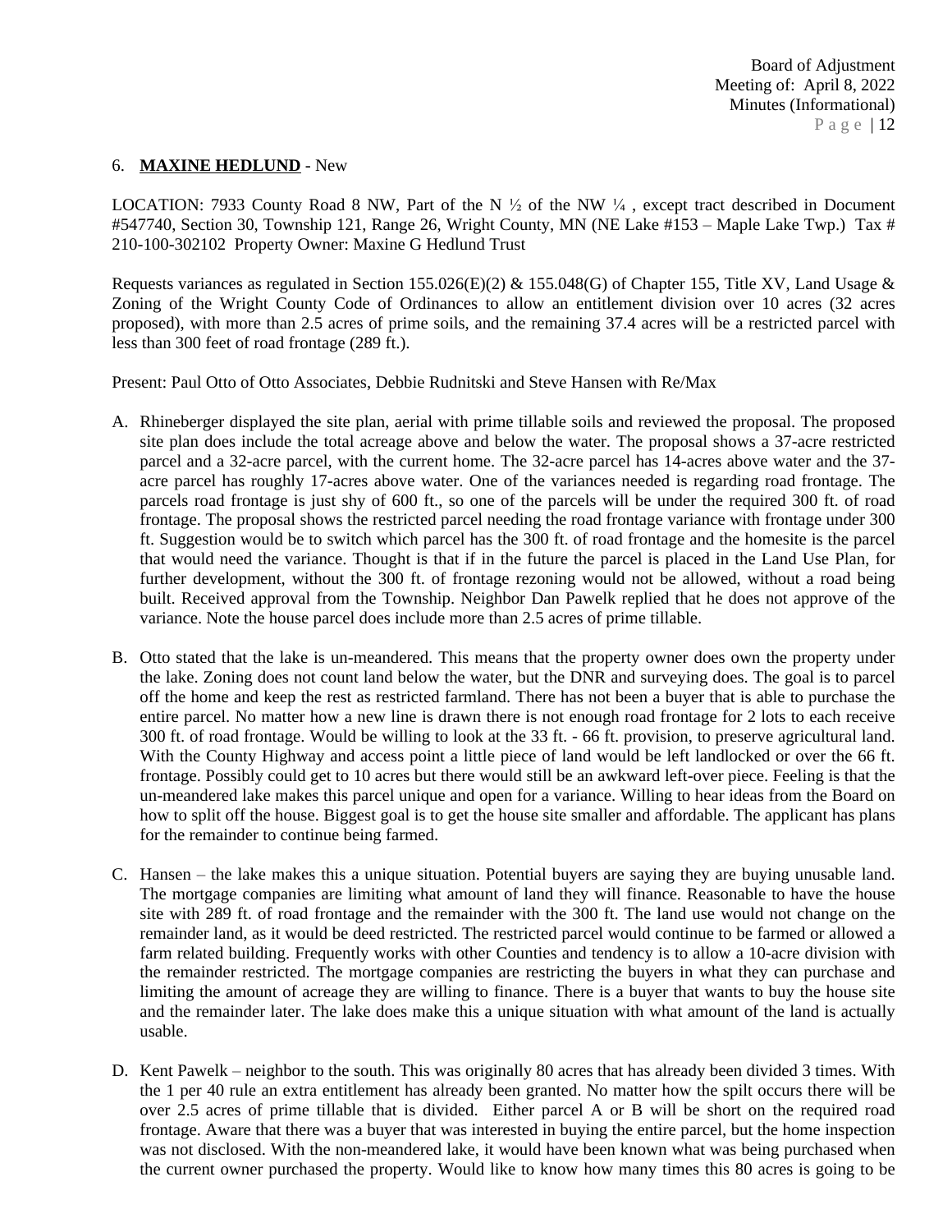6. **MAXINE HEDLUND** - New

LOCATION: 7933 County Road 8 NW, Part of the N ½ of the NW ¼ , except tract described in Document #547740, Section 30, Township 121, Range 26, Wright County, MN (NE Lake #153 – Maple Lake Twp.) Tax # 210-100-302102 Property Owner: Maxine G Hedlund Trust

Requests variances as regulated in Section 155.026(E)(2) & 155.048(G) of Chapter 155, Title XV, Land Usage & Zoning of the Wright County Code of Ordinances to allow an entitlement division over 10 acres (32 acres proposed), with more than 2.5 acres of prime soils, and the remaining 37.4 acres will be a restricted parcel with less than 300 feet of road frontage (289 ft.).

Present: Paul Otto of Otto Associates, Debbie Rudnitski and Steve Hansen with Re/Max

A. Rhineberger displayed the site plan, aerial with prime tillable soils and reviewed the proposal. The proposed site plan does include the total acreage above and below the water. The proposal shows a 37-acre restricted parcel and a 32-acre parcel, with the current home. The 32-acre parcel has 14-acres above water and the 37-acre parcel has roughly 17-acres above water. One of the variances needed is regarding road frontage. The parcels road frontage is just shy of 600 ft., so one of the parcels will be under the required 300 ft. of road frontage. The proposal shows the restricted parcel needing the road frontage variance with frontage under 300 ft. Suggestion would be to switch which parcel has the 300 ft. of road frontage and the homesite is the parcel that would need the variance. Thought is that if in the future the parcel is placed in the Land Use Plan, for further development, without the 300 ft. of frontage rezoning would not be allowed, without a road being built. Received approval from the Township. Neighbor Dan Pawelk replied that he does not approve of the variance. Note the house parcel does include more than 2.5 acres of prime tillable.

B. Otto stated that the lake is un-meandered. This means that the property owner does own the property under the lake. Zoning does not count land below the water, but the DNR and surveying does. The goal is to parcel off the home and keep the rest as restricted farmland. There has not been a buyer that is able to purchase the entire parcel. No matter how a new line is drawn there is not enough road frontage for 2 lots to each receive 300 ft. of road frontage. Would be willing to look at the 33 ft. - 66 ft. provision, to preserve agricultural land. With the County Highway and access point a little piece of land would be left landlocked or over the 66 ft. frontage. Possibly could get to 10 acres but there would still be an awkward left-over piece. Feeling is that the un-meandered lake makes this parcel unique and open for a variance. Willing to hear ideas from the Board on how to split off the house. Biggest goal is to get the house site smaller and affordable. The applicant has plans for the remainder to continue being farmed.

C. Hansen – the lake makes this a unique situation. Potential buyers are saying they are buying unusable land. The mortgage companies are limiting what amount of land they will finance. Reasonable to have the house site with 289 ft. of road frontage and the remainder with the 300 ft. The land use would not change on the remainder land, as it would be deed restricted. The restricted parcel would continue to be farmed or allowed a farm related building. Frequently works with other Counties and tendency is to allow a 10-acre division with the remainder restricted. The mortgage companies are restricting the buyers in what they can purchase and limiting the amount of acreage they are willing to finance. There is a buyer that wants to buy the house site and the remainder later. The lake does make this a unique situation with what amount of the land is actually usable.

D. Kent Pawelk – neighbor to the south. This was originally 80 acres that has already been divided 3 times. With the 1 per 40 rule an extra entitlement has already been granted. No matter how the spilt occurs there will be over 2.5 acres of prime tillable that is divided. Either parcel A or B will be short on the required road frontage. Aware that there was a buyer that was interested in buying the entire parcel, but the home inspection was not disclosed. With the non-meandered lake, it would have been known what was being purchased when the current owner purchased the property. Would like to know how many times this 80 acres is going to be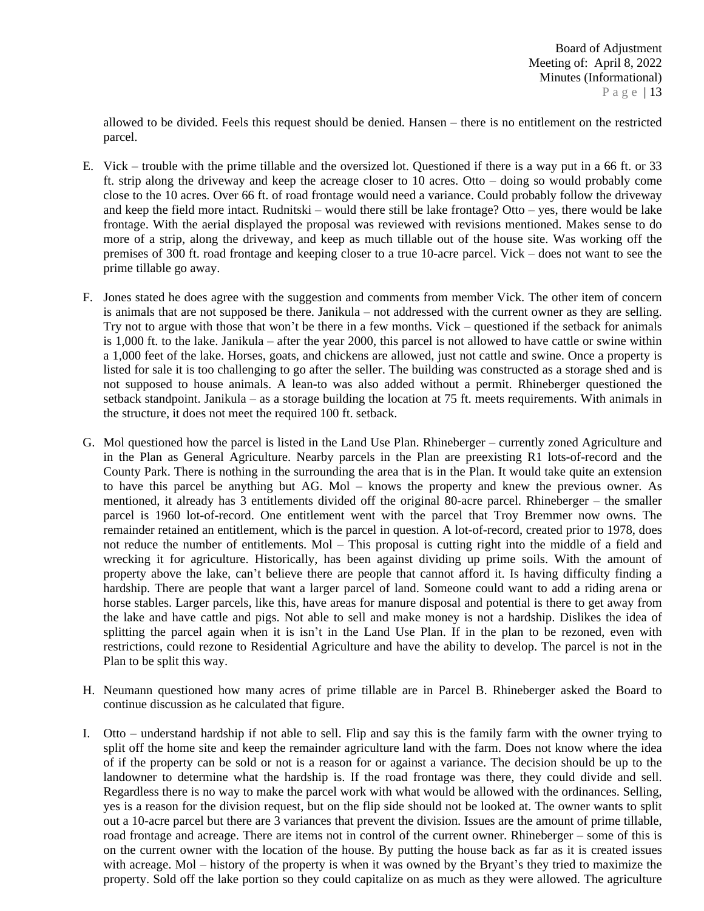allowed to be divided. Feels this request should be denied. Hansen – there is no entitlement on the restricted parcel.

E. Vick – trouble with the prime tillable and the oversized lot. Questioned if there is a way put in a 66 ft. or 33 ft. strip along the driveway and keep the acreage closer to 10 acres. Otto – doing so would probably come close to the 10 acres. Over 66 ft. of road frontage would need a variance. Could probably follow the driveway and keep the field more intact. Rudnitski – would there still be lake frontage? Otto – yes, there would be lake frontage. With the aerial displayed the proposal was reviewed with revisions mentioned. Makes sense to do more of a strip, along the driveway, and keep as much tillable out of the house site. Was working off the premises of 300 ft. road frontage and keeping closer to a true 10-acre parcel. Vick – does not want to see the prime tillable go away.

F. Jones stated he does agree with the suggestion and comments from member Vick. The other item of concern is animals that are not supposed be there. Janikula – not addressed with the current owner as they are selling. Try not to argue with those that won't be there in a few months. Vick – questioned if the setback for animals is 1,000 ft. to the lake. Janikula – after the year 2000, this parcel is not allowed to have cattle or swine within a 1,000 feet of the lake. Horses, goats, and chickens are allowed, just not cattle and swine. Once a property is listed for sale it is too challenging to go after the seller. The building was constructed as a storage shed and is not supposed to house animals. A lean-to was also added without a permit. Rhineberger questioned the setback standpoint. Janikula – as a storage building the location at 75 ft. meets requirements. With animals in the structure, it does not meet the required 100 ft. setback.

G. Mol questioned how the parcel is listed in the Land Use Plan. Rhineberger – currently zoned Agriculture and in the Plan as General Agriculture. Nearby parcels in the Plan are preexisting R1 lots-of-record and the County Park. There is nothing in the surrounding the area that is in the Plan. It would take quite an extension to have this parcel be anything but AG. Mol – knows the property and knew the previous owner. As mentioned, it already has 3 entitlements divided off the original 80-acre parcel. Rhineberger – the smaller parcel is 1960 lot-of-record. One entitlement went with the parcel that Troy Bremmer now owns. The remainder retained an entitlement, which is the parcel in question. A lot-of-record, created prior to 1978, does not reduce the number of entitlements. Mol – This proposal is cutting right into the middle of a field and wrecking it for agriculture. Historically, has been against dividing up prime soils. With the amount of property above the lake, can't believe there are people that cannot afford it. Is having difficulty finding a hardship. There are people that want a larger parcel of land. Someone could want to add a riding arena or horse stables. Larger parcels, like this, have areas for manure disposal and potential is there to get away from the lake and have cattle and pigs. Not able to sell and make money is not a hardship. Dislikes the idea of splitting the parcel again when it isn't in the Land Use Plan. If in the plan to be rezoned, even with restrictions, could rezone to Residential Agriculture and have the ability to develop. The parcel is not in the Plan to be split this way.

H. Neumann questioned how many acres of prime tillable are in Parcel B. Rhineberger asked the Board to continue discussion as he calculated that figure.

I. Otto – understand hardship if not able to sell. Flip and say this is the family farm with the owner trying to split off the home site and keep the remainder agriculture land with the farm. Does not know where the idea of if the property can be sold or not is a reason for or against a variance. The decision should be up to the landowner to determine what the hardship is. If the road frontage was there, they could divide and sell. Regardless there is no way to make the parcel work with what would be allowed with the ordinances. Selling, yes is a reason for the division request, but on the flip side should not be looked at. The owner wants to split out a 10-acre parcel but there are 3 variances that prevent the division. Issues are the amount of prime tillable, road frontage and acreage. There are items not in control of the current owner. Rhineberger – some of this is on the current owner with the location of the house. By putting the house back as far as it is created issues with acreage. Mol – history of the property is when it was owned by the Bryant's they tried to maximize the property. Sold off the lake portion so they could capitalize on as much as they were allowed. The agriculture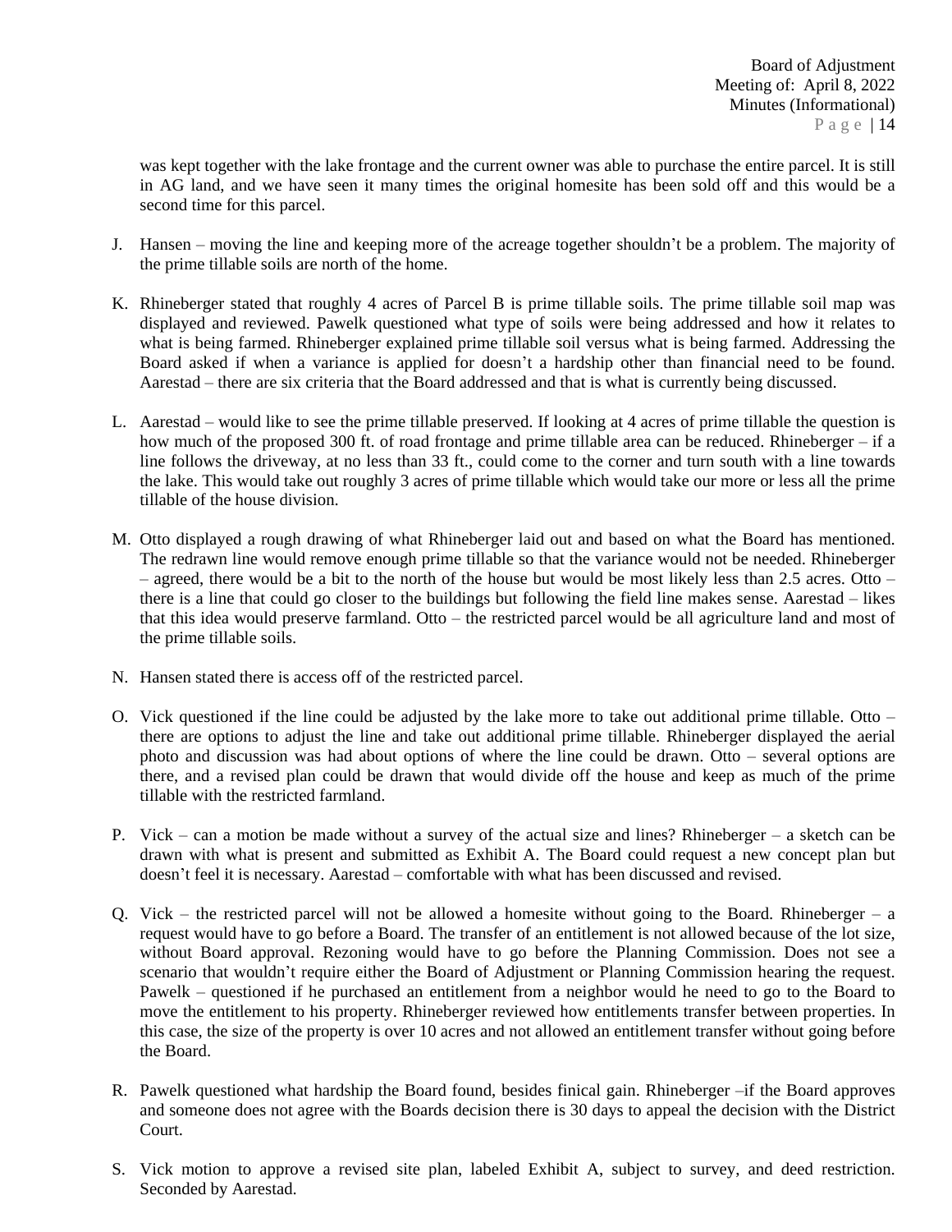was kept together with the lake frontage and the current owner was able to purchase the entire parcel. It is still in AG land, and we have seen it many times the original homesite has been sold off and this would be a second time for this parcel.

J. Hansen – moving the line and keeping more of the acreage together shouldn't be a problem. The majority of the prime tillable soils are north of the home.

K. Rhineberger stated that roughly 4 acres of Parcel B is prime tillable soils. The prime tillable soil map was displayed and reviewed. Pawelk questioned what type of soils were being addressed and how it relates to what is being farmed. Rhineberger explained prime tillable soil versus what is being farmed. Addressing the Board asked if when a variance is applied for doesn't a hardship other than financial need to be found. Aarestad – there are six criteria that the Board addressed and that is what is currently being discussed.

L. Aarestad – would like to see the prime tillable preserved. If looking at 4 acres of prime tillable the question is how much of the proposed 300 ft. of road frontage and prime tillable area can be reduced. Rhineberger – if a line follows the driveway, at no less than 33 ft., could come to the corner and turn south with a line towards the lake. This would take out roughly 3 acres of prime tillable which would take our more or less all the prime tillable of the house division.

M. Otto displayed a rough drawing of what Rhineberger laid out and based on what the Board has mentioned. The redrawn line would remove enough prime tillable so that the variance would not be needed. Rhineberger – agreed, there would be a bit to the north of the house but would be most likely less than 2.5 acres. Otto – there is a line that could go closer to the buildings but following the field line makes sense. Aarestad – likes that this idea would preserve farmland. Otto – the restricted parcel would be all agriculture land and most of the prime tillable soils.

N. Hansen stated there is access off of the restricted parcel.

O. Vick questioned if the line could be adjusted by the lake more to take out additional prime tillable. Otto – there are options to adjust the line and take out additional prime tillable. Rhineberger displayed the aerial photo and discussion was had about options of where the line could be drawn. Otto – several options are there, and a revised plan could be drawn that would divide off the house and keep as much of the prime tillable with the restricted farmland.

P. Vick – can a motion be made without a survey of the actual size and lines? Rhineberger – a sketch can be drawn with what is present and submitted as Exhibit A. The Board could request a new concept plan but doesn't feel it is necessary. Aarestad – comfortable with what has been discussed and revised.

Q. Vick – the restricted parcel will not be allowed a homesite without going to the Board. Rhineberger – a request would have to go before a Board. The transfer of an entitlement is not allowed because of the lot size, without Board approval. Rezoning would have to go before the Planning Commission. Does not see a scenario that wouldn't require either the Board of Adjustment or Planning Commission hearing the request. Pawelk – questioned if he purchased an entitlement from a neighbor would he need to go to the Board to move the entitlement to his property. Rhineberger reviewed how entitlements transfer between properties. In this case, the size of the property is over 10 acres and not allowed an entitlement transfer without going before the Board.

R. Pawelk questioned what hardship the Board found, besides finical gain. Rhineberger –if the Board approves and someone does not agree with the Boards decision there is 30 days to appeal the decision with the District Court.

S. Vick motion to approve a revised site plan, labeled Exhibit A, subject to survey, and deed restriction. Seconded by Aarestad.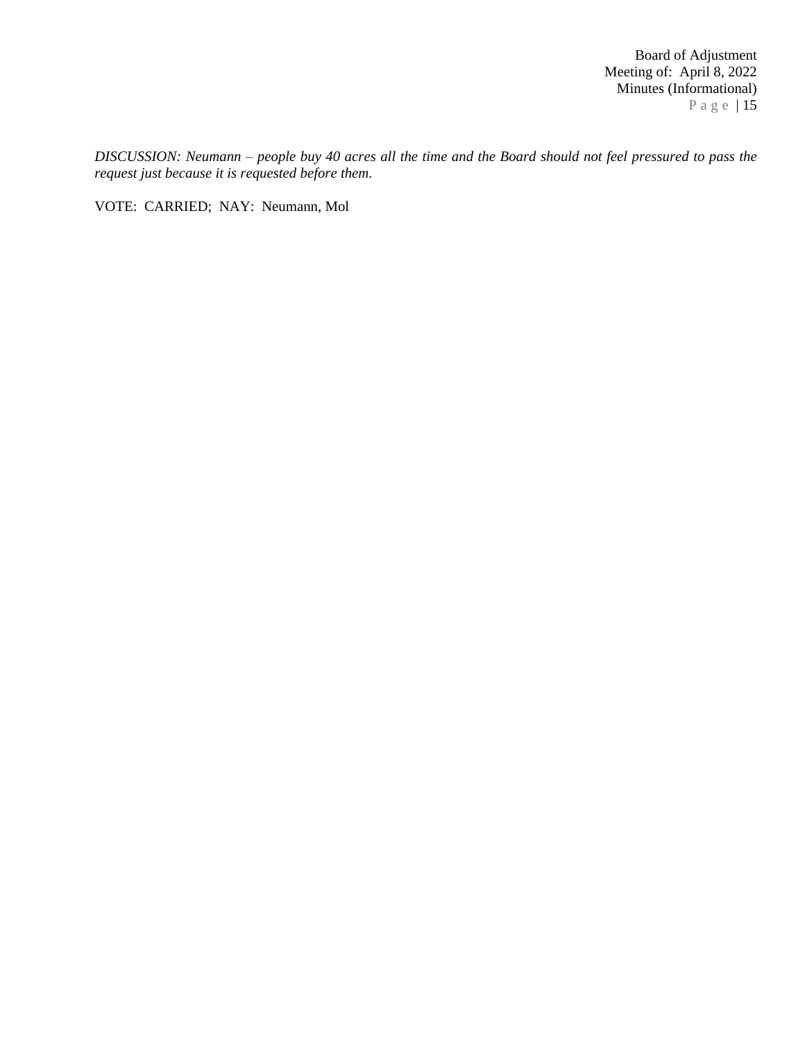*DISCUSSION: Neumann – people buy 40 acres all the time and the Board should not feel pressured to pass the request just because it is requested before them.*

VOTE: CARRIED; NAY: Neumann, Mol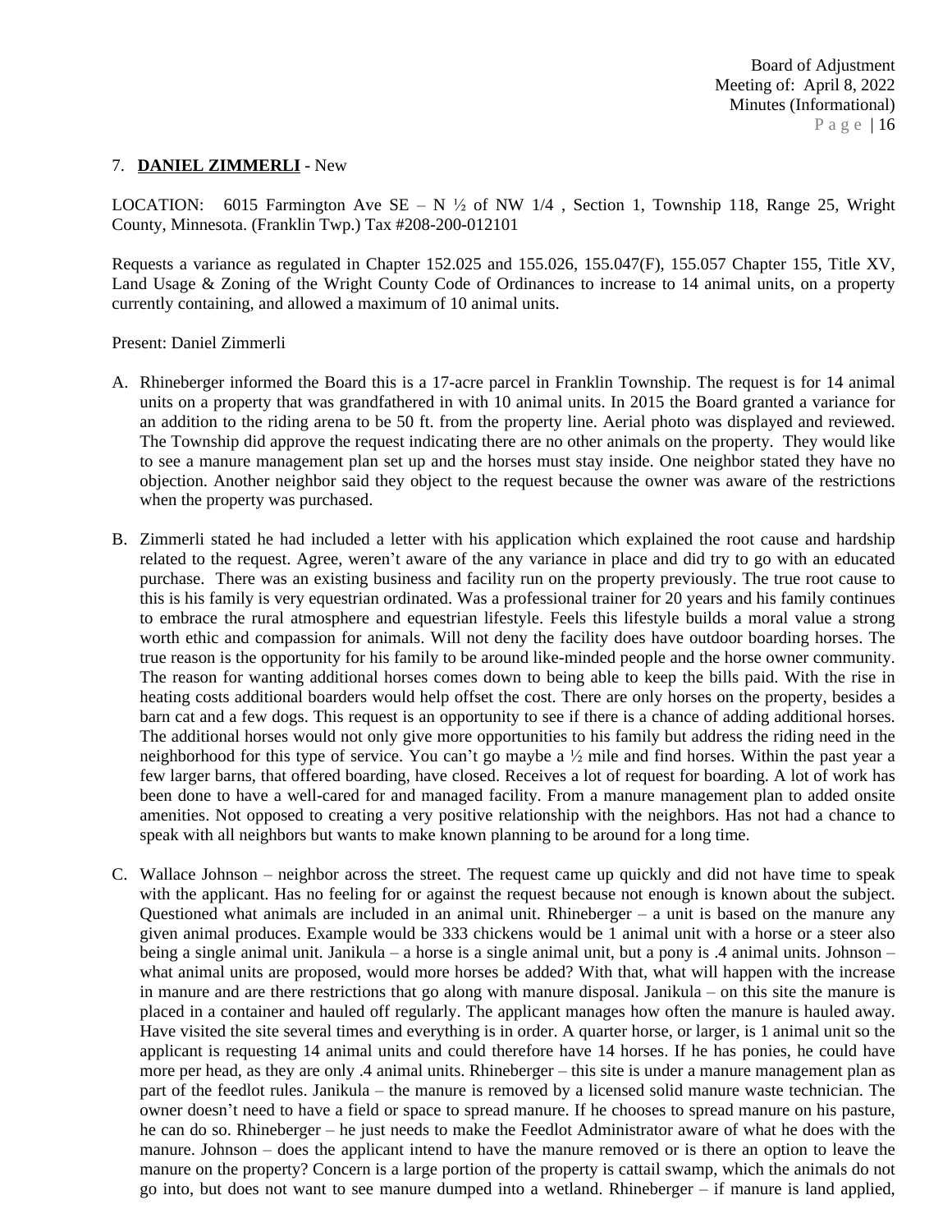7. **DANIEL ZIMMERLI** - New

LOCATION: 6015 Farmington Ave SE – N ½ of NW 1/4 , Section 1, Township 118, Range 25, Wright County, Minnesota. (Franklin Twp.) Tax #208-200-012101

Requests a variance as regulated in Chapter 152.025 and 155.026, 155.047(F), 155.057 Chapter 155, Title XV, Land Usage & Zoning of the Wright County Code of Ordinances to increase to 14 animal units, on a property currently containing, and allowed a maximum of 10 animal units.

Present: Daniel Zimmerli

A. Rhineberger informed the Board this is a 17-acre parcel in Franklin Township. The request is for 14 animal units on a property that was grandfathered in with 10 animal units. In 2015 the Board granted a variance for an addition to the riding arena to be 50 ft. from the property line. Aerial photo was displayed and reviewed. The Township did approve the request indicating there are no other animals on the property. They would like to see a manure management plan set up and the horses must stay inside. One neighbor stated they have no objection. Another neighbor said they object to the request because the owner was aware of the restrictions when the property was purchased.

B. Zimmerli stated he had included a letter with his application which explained the root cause and hardship related to the request. Agree, weren't aware of the any variance in place and did try to go with an educated purchase. There was an existing business and facility run on the property previously. The true root cause to this is his family is very equestrian ordinated. Was a professional trainer for 20 years and his family continues to embrace the rural atmosphere and equestrian lifestyle. Feels this lifestyle builds a moral value a strong worth ethic and compassion for animals. Will not deny the facility does have outdoor boarding horses. The true reason is the opportunity for his family to be around like-minded people and the horse owner community. The reason for wanting additional horses comes down to being able to keep the bills paid. With the rise in heating costs additional boarders would help offset the cost. There are only horses on the property, besides a barn cat and a few dogs. This request is an opportunity to see if there is a chance of adding additional horses. The additional horses would not only give more opportunities to his family but address the riding need in the neighborhood for this type of service. You can't go maybe a ½ mile and find horses. Within the past year a few larger barns, that offered boarding, have closed. Receives a lot of request for boarding. A lot of work has been done to have a well-cared for and managed facility. From a manure management plan to added onsite amenities. Not opposed to creating a very positive relationship with the neighbors. Has not had a chance to speak with all neighbors but wants to make known planning to be around for a long time.

C. Wallace Johnson – neighbor across the street. The request came up quickly and did not have time to speak with the applicant. Has no feeling for or against the request because not enough is known about the subject. Questioned what animals are included in an animal unit. Rhineberger – a unit is based on the manure any given animal produces. Example would be 333 chickens would be 1 animal unit with a horse or a steer also being a single animal unit. Janikula – a horse is a single animal unit, but a pony is .4 animal units. Johnson – what animal units are proposed, would more horses be added? With that, what will happen with the increase in manure and are there restrictions that go along with manure disposal. Janikula – on this site the manure is placed in a container and hauled off regularly. The applicant manages how often the manure is hauled away. Have visited the site several times and everything is in order. A quarter horse, or larger, is 1 animal unit so the applicant is requesting 14 animal units and could therefore have 14 horses. If he has ponies, he could have more per head, as they are only .4 animal units. Rhineberger – this site is under a manure management plan as part of the feedlot rules. Janikula – the manure is removed by a licensed solid manure waste technician. The owner doesn't need to have a field or space to spread manure. If he chooses to spread manure on his pasture, he can do so. Rhineberger – he just needs to make the Feedlot Administrator aware of what he does with the manure. Johnson – does the applicant intend to have the manure removed or is there an option to leave the manure on the property? Concern is a large portion of the property is cattail swamp, which the animals do not go into, but does not want to see manure dumped into a wetland. Rhineberger – if manure is land applied,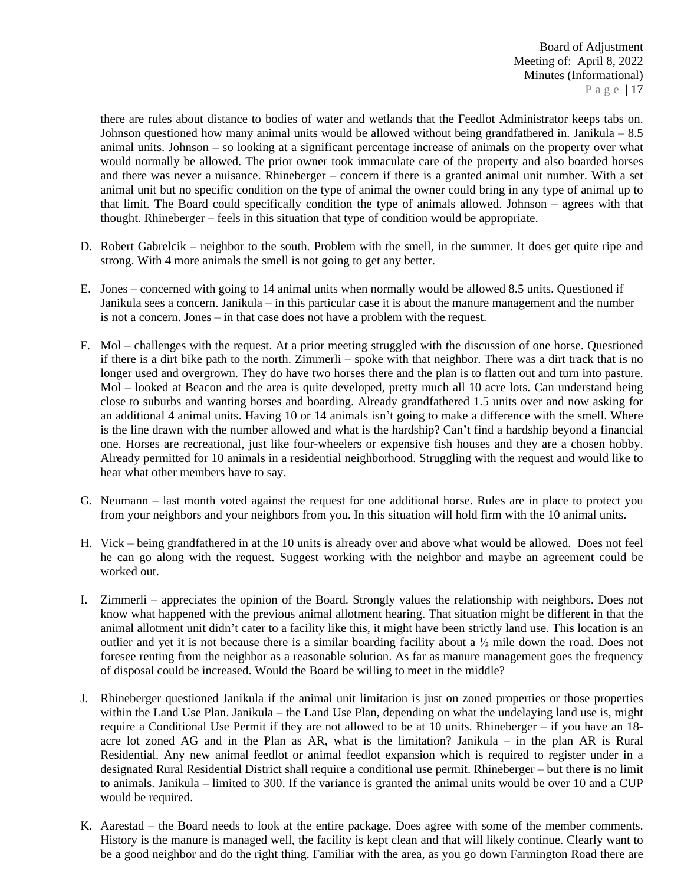there are rules about distance to bodies of water and wetlands that the Feedlot Administrator keeps tabs on. Johnson questioned how many animal units would be allowed without being grandfathered in. Janikula – 8.5 animal units. Johnson – so looking at a significant percentage increase of animals on the property over what would normally be allowed. The prior owner took immaculate care of the property and also boarded horses and there was never a nuisance. Rhineberger – concern if there is a granted animal unit number. With a set animal unit but no specific condition on the type of animal the owner could bring in any type of animal up to that limit. The Board could specifically condition the type of animals allowed. Johnson – agrees with that thought. Rhineberger – feels in this situation that type of condition would be appropriate.

D. Robert Gabrelcik – neighbor to the south. Problem with the smell, in the summer. It does get quite ripe and strong. With 4 more animals the smell is not going to get any better.

E. Jones – concerned with going to 14 animal units when normally would be allowed 8.5 units. Questioned if Janikula sees a concern. Janikula – in this particular case it is about the manure management and the number is not a concern. Jones – in that case does not have a problem with the request.

F. Mol – challenges with the request. At a prior meeting struggled with the discussion of one horse. Questioned if there is a dirt bike path to the north. Zimmerli – spoke with that neighbor. There was a dirt track that is no longer used and overgrown. They do have two horses there and the plan is to flatten out and turn into pasture. Mol – looked at Beacon and the area is quite developed, pretty much all 10 acre lots. Can understand being close to suburbs and wanting horses and boarding. Already grandfathered 1.5 units over and now asking for an additional 4 animal units. Having 10 or 14 animals isn't going to make a difference with the smell. Where is the line drawn with the number allowed and what is the hardship? Can't find a hardship beyond a financial one. Horses are recreational, just like four-wheelers or expensive fish houses and they are a chosen hobby. Already permitted for 10 animals in a residential neighborhood. Struggling with the request and would like to hear what other members have to say.

G. Neumann – last month voted against the request for one additional horse. Rules are in place to protect you from your neighbors and your neighbors from you. In this situation will hold firm with the 10 animal units.

H. Vick – being grandfathered in at the 10 units is already over and above what would be allowed. Does not feel he can go along with the request. Suggest working with the neighbor and maybe an agreement could be worked out.

I. Zimmerli – appreciates the opinion of the Board. Strongly values the relationship with neighbors. Does not know what happened with the previous animal allotment hearing. That situation might be different in that the animal allotment unit didn't cater to a facility like this, it might have been strictly land use. This location is an outlier and yet it is not because there is a similar boarding facility about a ½ mile down the road. Does not foresee renting from the neighbor as a reasonable solution. As far as manure management goes the frequency of disposal could be increased. Would the Board be willing to meet in the middle?

J. Rhineberger questioned Janikula if the animal unit limitation is just on zoned properties or those properties within the Land Use Plan. Janikula – the Land Use Plan, depending on what the undelaying land use is, might require a Conditional Use Permit if they are not allowed to be at 10 units. Rhineberger – if you have an 18-acre lot zoned AG and in the Plan as AR, what is the limitation? Janikula – in the plan AR is Rural Residential. Any new animal feedlot or animal feedlot expansion which is required to register under in a designated Rural Residential District shall require a conditional use permit. Rhineberger – but there is no limit to animals. Janikula – limited to 300. If the variance is granted the animal units would be over 10 and a CUP would be required.

K. Aarestad – the Board needs to look at the entire package. Does agree with some of the member comments. History is the manure is managed well, the facility is kept clean and that will likely continue. Clearly want to be a good neighbor and do the right thing. Familiar with the area, as you go down Farmington Road there are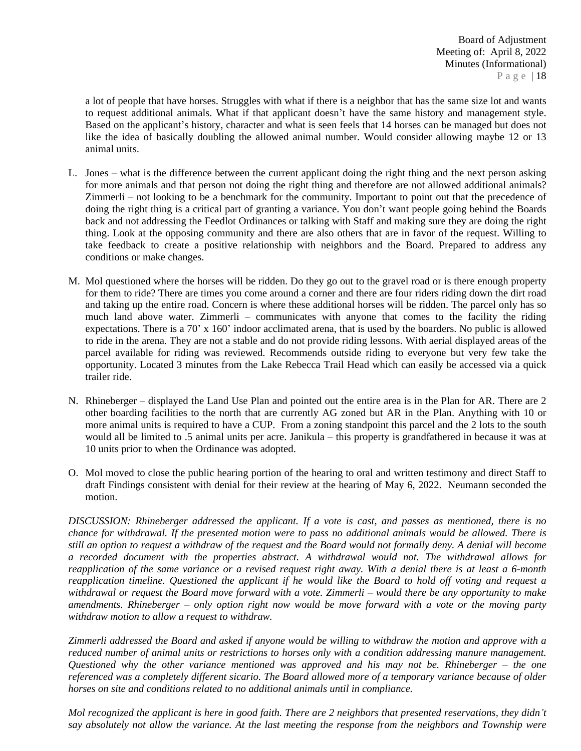a lot of people that have horses. Struggles with what if there is a neighbor that has the same size lot and wants to request additional animals. What if that applicant doesn't have the same history and management style. Based on the applicant's history, character and what is seen feels that 14 horses can be managed but does not like the idea of basically doubling the allowed animal number. Would consider allowing maybe 12 or 13 animal units.

L. Jones – what is the difference between the current applicant doing the right thing and the next person asking for more animals and that person not doing the right thing and therefore are not allowed additional animals? Zimmerli – not looking to be a benchmark for the community. Important to point out that the precedence of doing the right thing is a critical part of granting a variance. You don't want people going behind the Boards back and not addressing the Feedlot Ordinances or talking with Staff and making sure they are doing the right thing. Look at the opposing community and there are also others that are in favor of the request. Willing to take feedback to create a positive relationship with neighbors and the Board. Prepared to address any conditions or make changes.

M. Mol questioned where the horses will be ridden. Do they go out to the gravel road or is there enough property for them to ride? There are times you come around a corner and there are four riders riding down the dirt road and taking up the entire road. Concern is where these additional horses will be ridden. The parcel only has so much land above water. Zimmerli – communicates with anyone that comes to the facility the riding expectations. There is a 70' x 160' indoor acclimated arena, that is used by the boarders. No public is allowed to ride in the arena. They are not a stable and do not provide riding lessons. With aerial displayed areas of the parcel available for riding was reviewed. Recommends outside riding to everyone but very few take the opportunity. Located 3 minutes from the Lake Rebecca Trail Head which can easily be accessed via a quick trailer ride.

N. Rhineberger – displayed the Land Use Plan and pointed out the entire area is in the Plan for AR. There are 2 other boarding facilities to the north that are currently AG zoned but AR in the Plan. Anything with 10 or more animal units is required to have a CUP. From a zoning standpoint this parcel and the 2 lots to the south would all be limited to .5 animal units per acre. Janikula – this property is grandfathered in because it was at 10 units prior to when the Ordinance was adopted.

O. Mol moved to close the public hearing portion of the hearing to oral and written testimony and direct Staff to draft Findings consistent with denial for their review at the hearing of May 6, 2022. Neumann seconded the motion.

*DISCUSSION: Rhineberger addressed the applicant. If a vote is cast, and passes as mentioned, there is no chance for withdrawal. If the presented motion were to pass no additional animals would be allowed. There is still an option to request a withdraw of the request and the Board would not formally deny. A denial will become a recorded document with the properties abstract. A withdrawal would not. The withdrawal allows for reapplication of the same variance or a revised request right away. With a denial there is at least a 6-month reapplication timeline. Questioned the applicant if he would like the Board to hold off voting and request a withdrawal or request the Board move forward with a vote. Zimmerli – would there be any opportunity to make amendments. Rhineberger – only option right now would be move forward with a vote or the moving party withdraw motion to allow a request to withdraw.*

*Zimmerli addressed the Board and asked if anyone would be willing to withdraw the motion and approve with a reduced number of animal units or restrictions to horses only with a condition addressing manure management. Questioned why the other variance mentioned was approved and his may not be. Rhineberger – the one referenced was a completely different sicario. The Board allowed more of a temporary variance because of older horses on site and conditions related to no additional animals until in compliance.*

*Mol recognized the applicant is here in good faith. There are 2 neighbors that presented reservations, they didn't say absolutely not allow the variance. At the last meeting the response from the neighbors and Township were*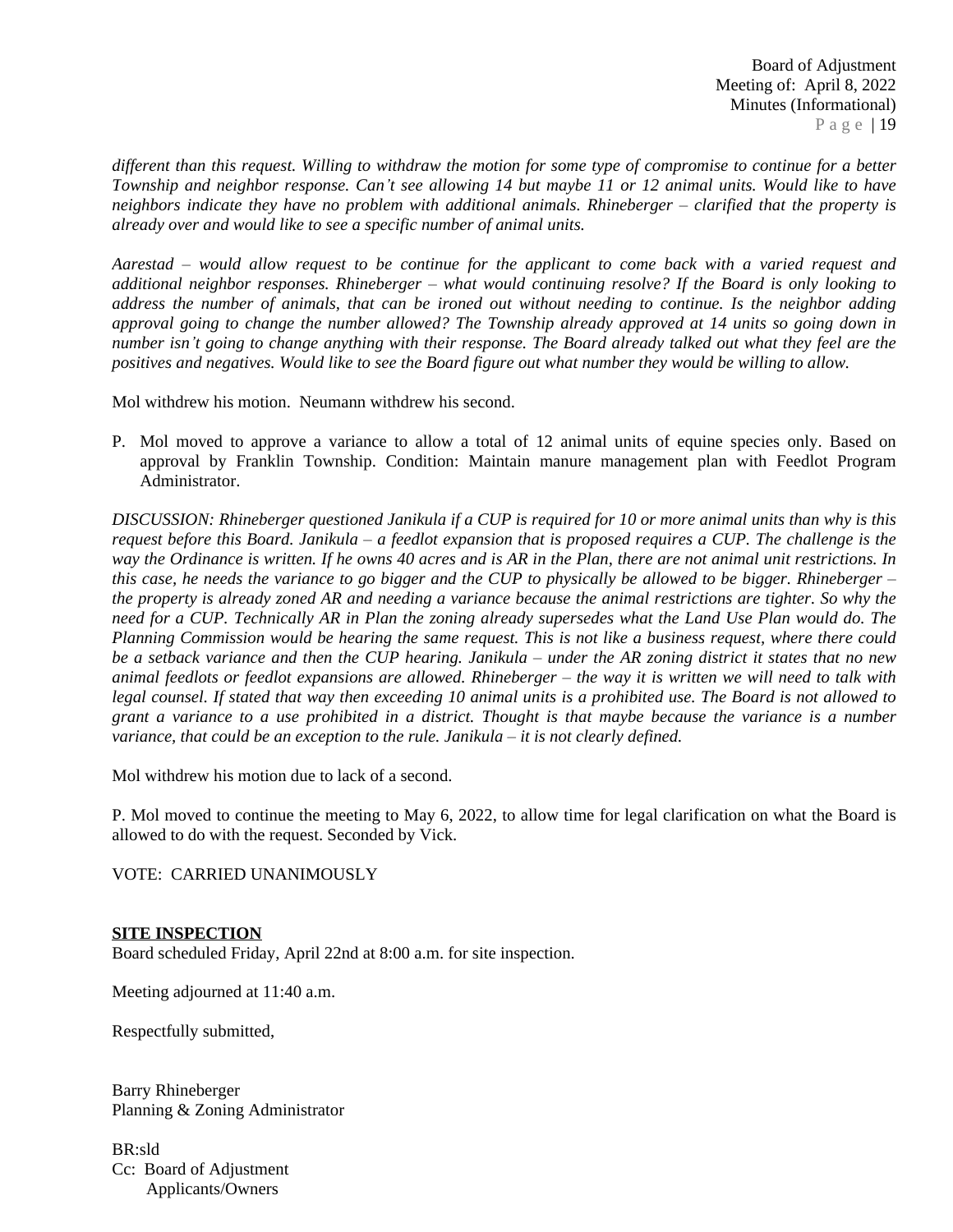*different than this request. Willing to withdraw the motion for some type of compromise to continue for a better Township and neighbor response. Can't see allowing 14 but maybe 11 or 12 animal units. Would like to have neighbors indicate they have no problem with additional animals. Rhineberger – clarified that the property is already over and would like to see a specific number of animal units.*

*Aarestad – would allow request to be continue for the applicant to come back with a varied request and additional neighbor responses. Rhineberger – what would continuing resolve? If the Board is only looking to address the number of animals, that can be ironed out without needing to continue. Is the neighbor adding approval going to change the number allowed? The Township already approved at 14 units so going down in number isn't going to change anything with their response. The Board already talked out what they feel are the positives and negatives. Would like to see the Board figure out what number they would be willing to allow.*

Mol withdrew his motion. Neumann withdrew his second.

P. Mol moved to approve a variance to allow a total of 12 animal units of equine species only. Based on approval by Franklin Township. Condition: Maintain manure management plan with Feedlot Program Administrator.

*DISCUSSION: Rhineberger questioned Janikula if a CUP is required for 10 or more animal units than why is this request before this Board. Janikula – a feedlot expansion that is proposed requires a CUP. The challenge is the way the Ordinance is written. If he owns 40 acres and is AR in the Plan, there are not animal unit restrictions. In this case, he needs the variance to go bigger and the CUP to physically be allowed to be bigger. Rhineberger – the property is already zoned AR and needing a variance because the animal restrictions are tighter. So why the need for a CUP. Technically AR in Plan the zoning already supersedes what the Land Use Plan would do. The Planning Commission would be hearing the same request. This is not like a business request, where there could be a setback variance and then the CUP hearing. Janikula – under the AR zoning district it states that no new animal feedlots or feedlot expansions are allowed. Rhineberger – the way it is written we will need to talk with legal counsel. If stated that way then exceeding 10 animal units is a prohibited use. The Board is not allowed to grant a variance to a use prohibited in a district. Thought is that maybe because the variance is a number variance, that could be an exception to the rule. Janikula – it is not clearly defined.*

Mol withdrew his motion due to lack of a second.

P. Mol moved to continue the meeting to May 6, 2022, to allow time for legal clarification on what the Board is allowed to do with the request. Seconded by Vick.

VOTE: CARRIED UNANIMOUSLY

**SITE INSPECTION**

Board scheduled Friday, April 22nd at 8:00 a.m. for site inspection.

Meeting adjourned at 11:40 a.m.

Respectfully submitted,

Barry Rhineberger
Planning & Zoning Administrator

BR:sld
Cc: Board of Adjustment
Applicants/Owners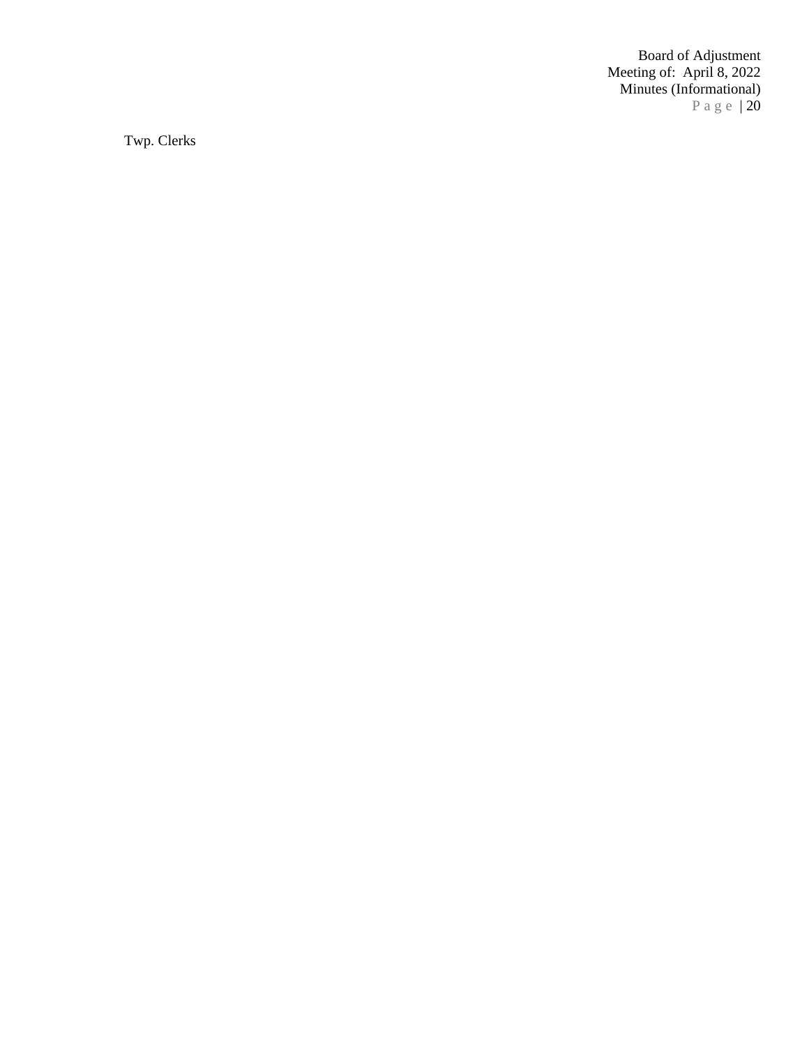Twp. Clerks